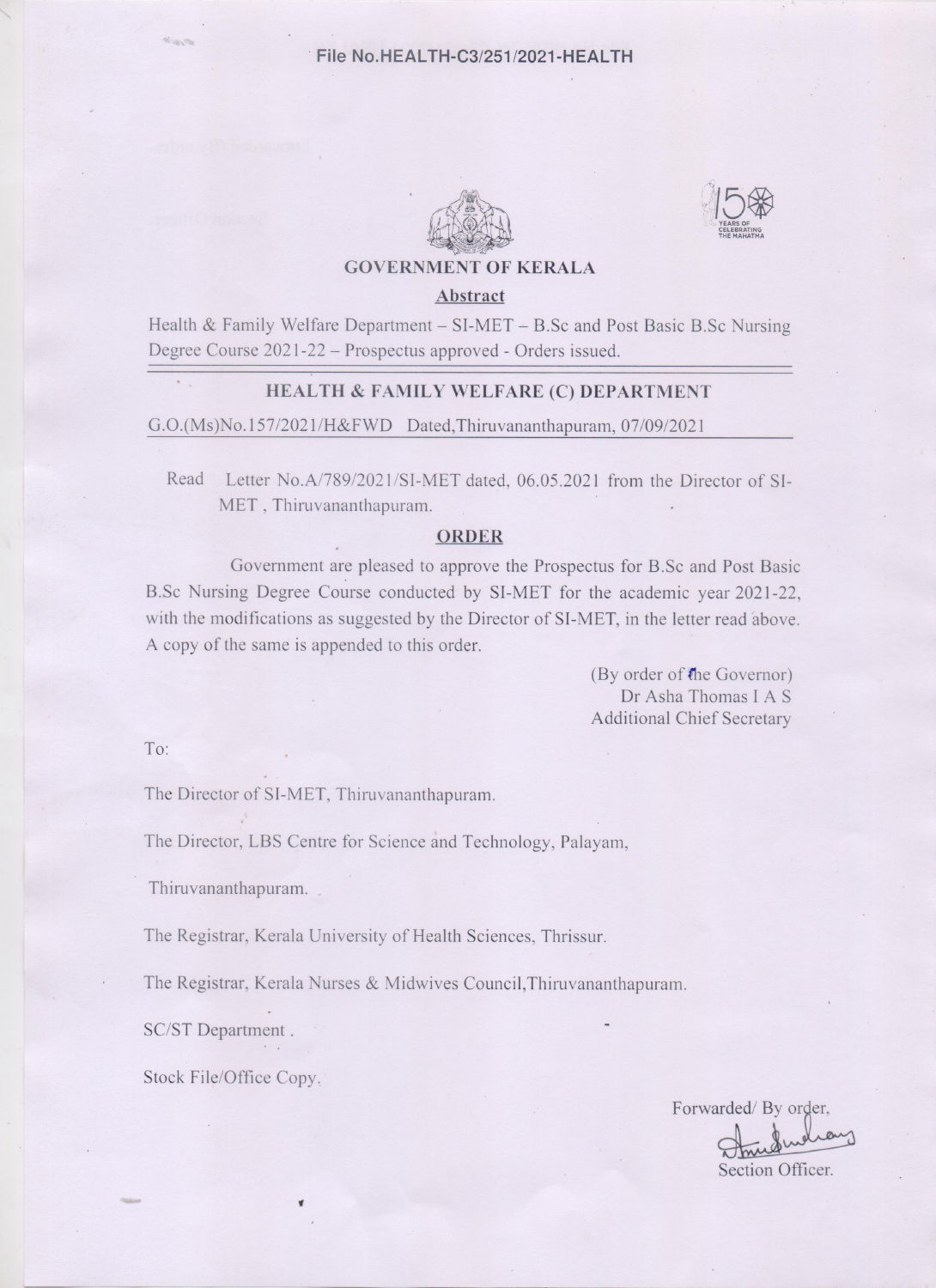File No.HEALTH-C3/251/2021-HEALTH

**GOVERNMENT OF KERALA**

**Abstract**

Health & Family Welfare Department – SI-MET – B.Sc and Post Basic B.Sc Nursing Degree Course 2021-22 – Prospectus approved - Orders issued.

**HEALTH & FAMILY WELFARE (C) DEPARTMENT**

G.O.(Ms)No.157/2021/H&FWD Dated,Thiruvananthapuram, 07/09/2021

Read Letter No.A/789/2021/SI-MET dated, 06.05.2021 from the Director of SI-MET , Thiruvananthapuram.

**ORDER**

Government are pleased to approve the Prospectus for B.Sc and Post Basic B.Sc Nursing Degree Course conducted by SI-MET for the academic year 2021-22, with the modifications as suggested by the Director of SI-MET, in the letter read above. A copy of the same is appended to this order.

(By order of the Governor)
Dr Asha Thomas I A S
Additional Chief Secretary

To:

The Director of SI-MET, Thiruvananthapuram.

The Director, LBS Centre for Science and Technology, Palayam, Thiruvananthapuram.

The Registrar, Kerala University of Health Sciences, Thrissur.

The Registrar, Kerala Nurses & Midwives Council,Thiruvananthapuram.

SC/ST Department .

Stock File/Office Copy.

Forwarded/ By order,

Section Officer.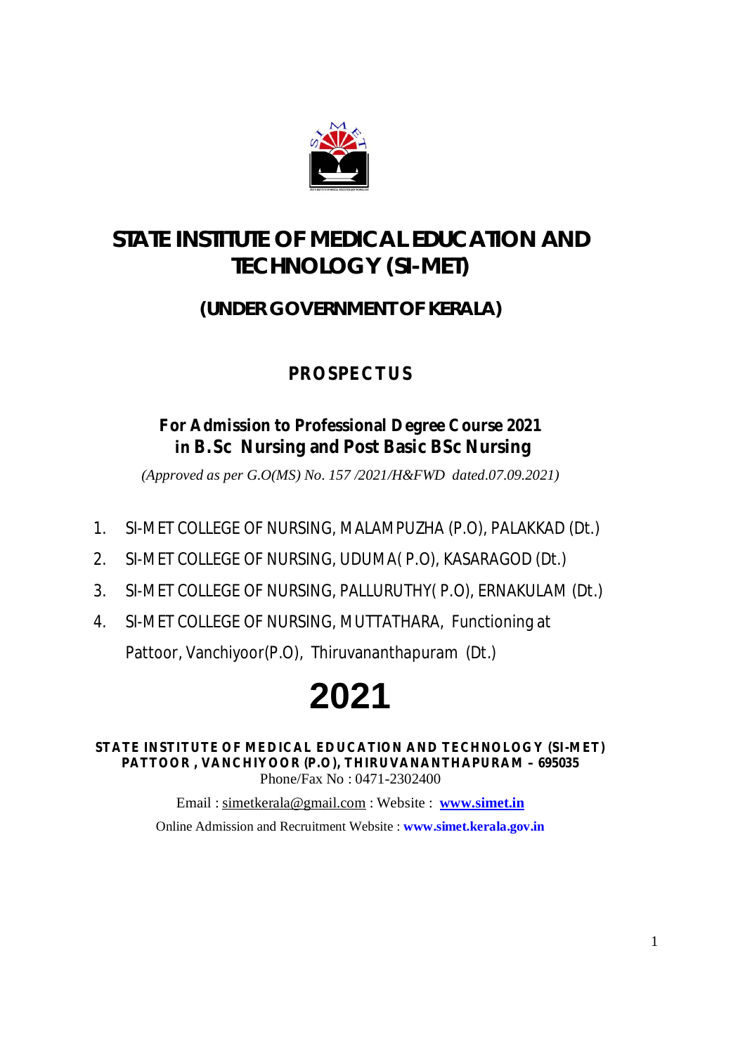# STATE INSTITUTE OF MEDICAL EDUCATION AND TECHNOLOGY (SI-MET)

## (UNDER GOVERNMENT OF KERALA)

## PROSPECTUS

### For Admission to Professional Degree Course 2021 in B.Sc Nursing and Post Basic BSc Nursing

*(Approved as per G.O(MS) No. 157 /2021/H&FWD dated.07.09.2021)*

1. SI-MET COLLEGE OF NURSING, MALAMPUZHA (P.O), PALAKKAD (Dt.)
2. SI-MET COLLEGE OF NURSING, UDUMA( P.O), KASARAGOD (Dt.)
3. SI-MET COLLEGE OF NURSING, PALLURUTHY( P.O), ERNAKULAM (Dt.)
4. SI-MET COLLEGE OF NURSING, MUTTATHARA, Functioning at Pattoor, Vanchiyoor(P.O), Thiruvananthapuram (Dt.)

# 2021

**STATE INSTITUTE OF MEDICAL EDUCATION AND TECHNOLOGY (SI-MET)**
**PATTOOR , VANCHIYOOR (P.O), THIRUVANANTHAPURAM – 695035**
Phone/Fax No : 0471-2302400

Email : simetkerala@gmail.com : Website : **www.simet.in**

Online Admission and Recruitment Website : **www.simet.kerala.gov.in**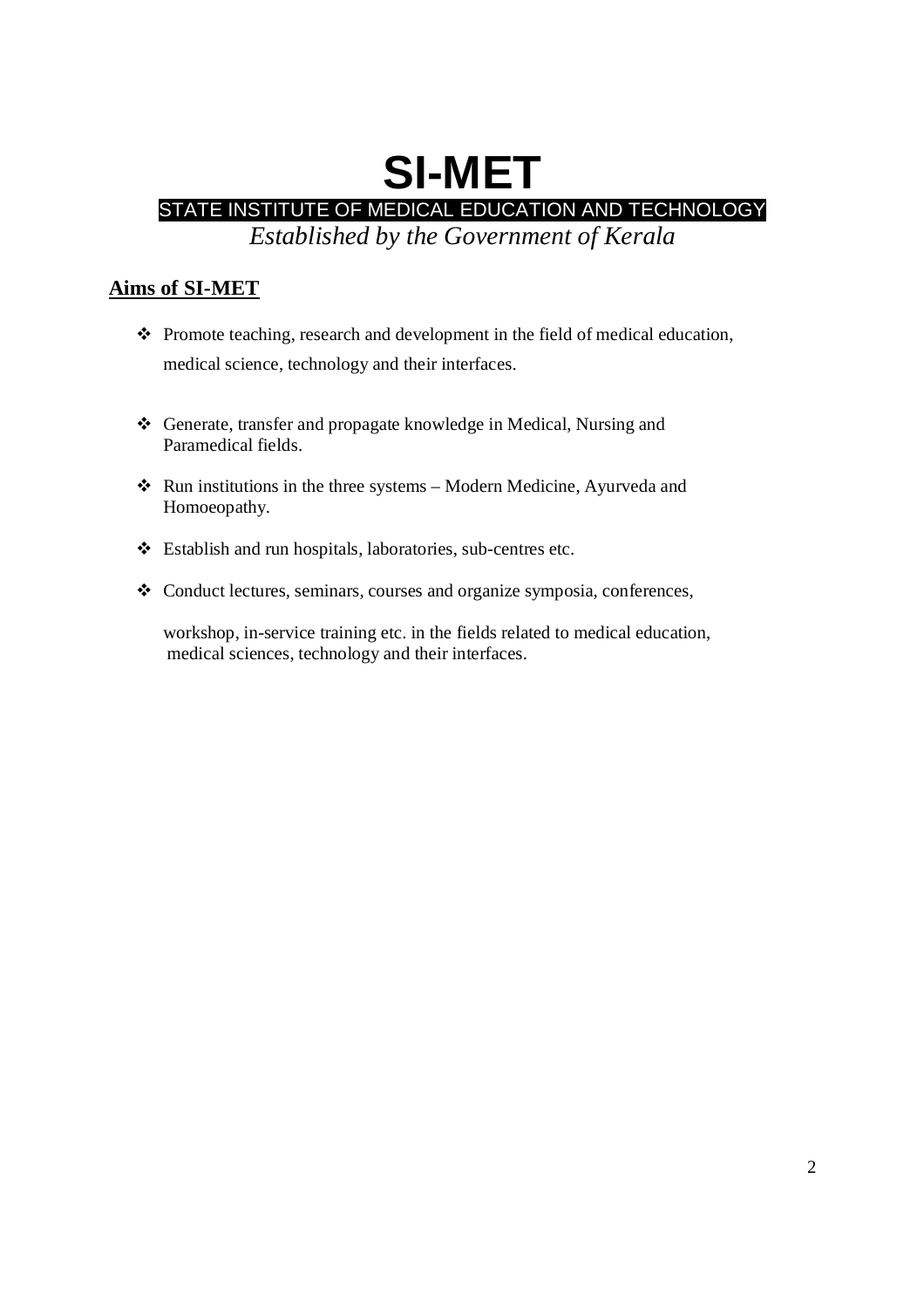# SI-MET

STATE INSTITUTE OF MEDICAL EDUCATION AND TECHNOLOGY

*Established by the Government of Kerala*

## Aims of SI-MET

- Promote teaching, research and development in the field of medical education, medical science, technology and their interfaces.
- Generate, transfer and propagate knowledge in Medical, Nursing and Paramedical fields.
- Run institutions in the three systems – Modern Medicine, Ayurveda and Homoeopathy.
- Establish and run hospitals, laboratories, sub-centres etc.
- Conduct lectures, seminars, courses and organize symposia, conferences, workshop, in-service training etc. in the fields related to medical education, medical sciences, technology and their interfaces.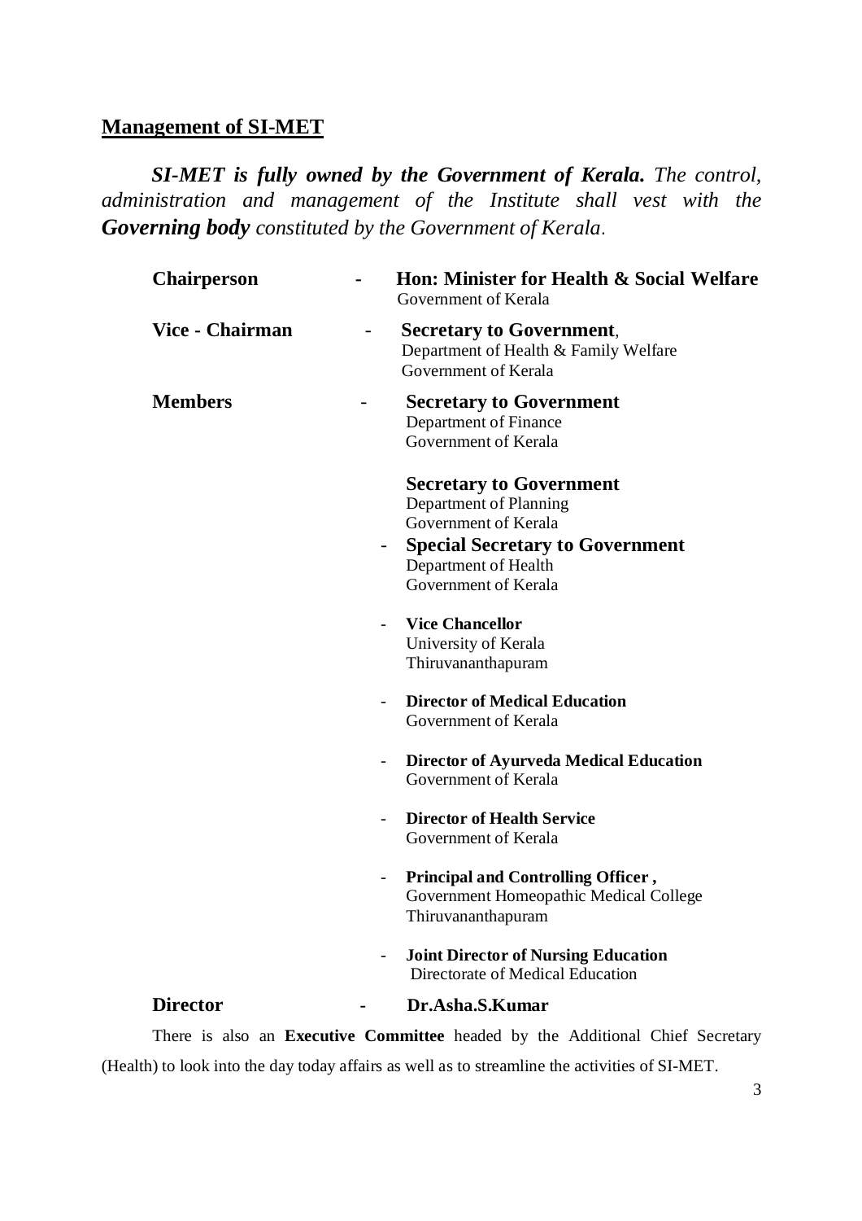## Management of SI-MET

***SI-MET is fully owned by the Government of Kerala.*** *The control, administration and management of the Institute shall vest with the* ***Governing body*** *constituted by the Government of Kerala.*

**Chairperson** - **Hon: Minister for Health & Social Welfare**
Government of Kerala

**Vice - Chairman** - **Secretary to Government**,
Department of Health & Family Welfare
Government of Kerala

**Members** - **Secretary to Government**
Department of Finance
Government of Kerala

**Secretary to Government**
Department of Planning
Government of Kerala

- **Special Secretary to Government**
  Department of Health
  Government of Kerala

- **Vice Chancellor**
  University of Kerala
  Thiruvananthapuram

- **Director of Medical Education**
  Government of Kerala

- **Director of Ayurveda Medical Education**
  Government of Kerala

- **Director of Health Service**
  Government of Kerala

- **Principal and Controlling Officer ,**
  Government Homeopathic Medical College
  Thiruvananthapuram

- **Joint Director of Nursing Education**
  Directorate of Medical Education

**Director** - **Dr.Asha.S.Kumar**

There is also an **Executive Committee** headed by the Additional Chief Secretary (Health) to look into the day today affairs as well as to streamline the activities of SI-MET.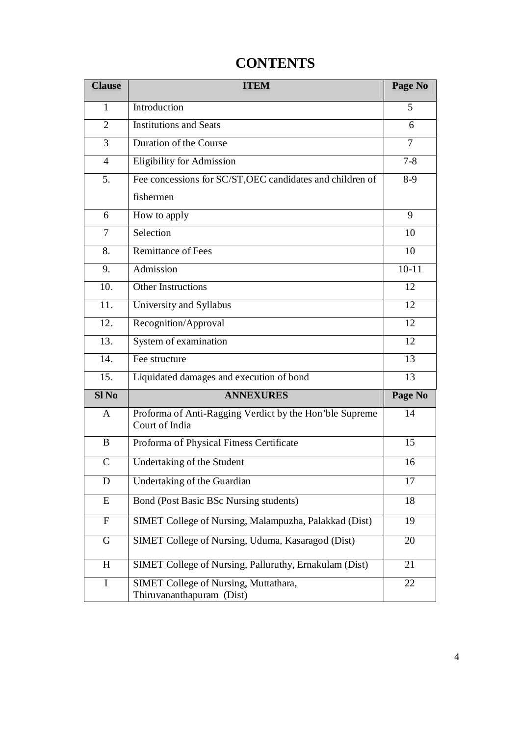# CONTENTS

| Clause | ITEM | Page No |
|---|---|---|
| 1 | Introduction | 5 |
| 2 | Institutions and Seats | 6 |
| 3 | Duration of the Course | 7 |
| 4 | Eligibility for Admission | 7-8 |
| 5. | Fee concessions for SC/ST,OEC candidates and children of fishermen | 8-9 |
| 6 | How to apply | 9 |
| 7 | Selection | 10 |
| 8. | Remittance of Fees | 10 |
| 9. | Admission | 10-11 |
| 10. | Other Instructions | 12 |
| 11. | University and Syllabus | 12 |
| 12. | Recognition/Approval | 12 |
| 13. | System of examination | 12 |
| 14. | Fee structure | 13 |
| 15. | Liquidated damages and execution of bond | 13 |
| **Sl No** | **ANNEXURES** | **Page No** |
| A | Proforma of Anti-Ragging Verdict by the Hon'ble Supreme Court of India | 14 |
| B | Proforma of Physical Fitness Certificate | 15 |
| C | Undertaking of the Student | 16 |
| D | Undertaking of the Guardian | 17 |
| E | Bond (Post Basic BSc Nursing students) | 18 |
| F | SIMET College of Nursing, Malampuzha, Palakkad (Dist) | 19 |
| G | SIMET College of Nursing, Uduma, Kasaragod (Dist) | 20 |
| H | SIMET College of Nursing, Palluruthy, Ernakulam (Dist) | 21 |
| I | SIMET College of Nursing, Muttathara, Thiruvananthapuram (Dist) | 22 |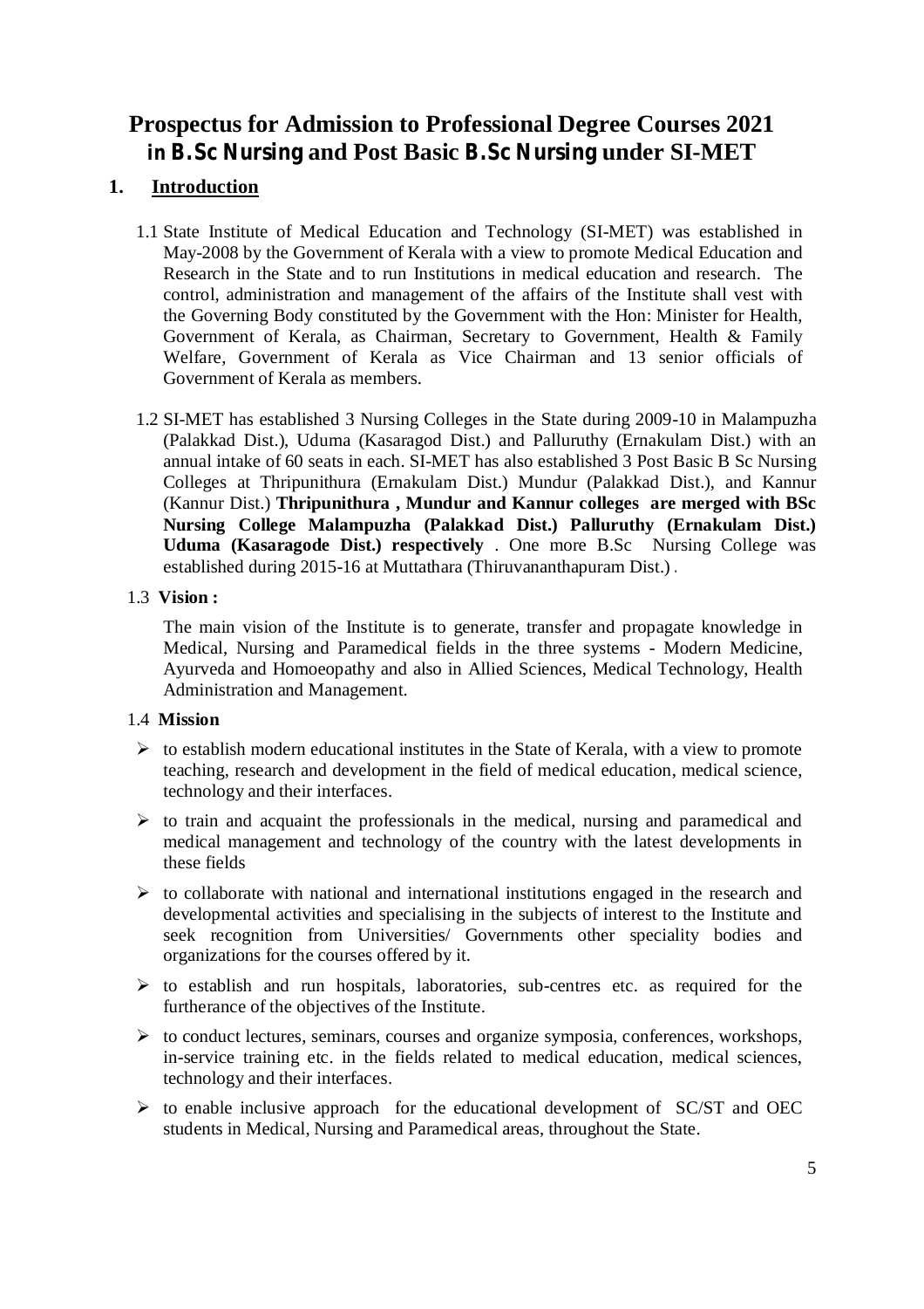# Prospectus for Admission to Professional Degree Courses 2021 in B.Sc Nursing and Post Basic B.Sc Nursing under SI-MET

## 1. Introduction

1.1 State Institute of Medical Education and Technology (SI-MET) was established in May-2008 by the Government of Kerala with a view to promote Medical Education and Research in the State and to run Institutions in medical education and research. The control, administration and management of the affairs of the Institute shall vest with the Governing Body constituted by the Government with the Hon: Minister for Health, Government of Kerala, as Chairman, Secretary to Government, Health & Family Welfare, Government of Kerala as Vice Chairman and 13 senior officials of Government of Kerala as members.

1.2 SI-MET has established 3 Nursing Colleges in the State during 2009-10 in Malampuzha (Palakkad Dist.), Uduma (Kasaragod Dist.) and Palluruthy (Ernakulam Dist.) with an annual intake of 60 seats in each. SI-MET has also established 3 Post Basic B Sc Nursing Colleges at Thripunithura (Ernakulam Dist.) Mundur (Palakkad Dist.), and Kannur (Kannur Dist.) **Thripunithura , Mundur and Kannur colleges are merged with BSc Nursing College Malampuzha (Palakkad Dist.) Palluruthy (Ernakulam Dist.) Uduma (Kasaragode Dist.) respectively** . One more B.Sc Nursing College was established during 2015-16 at Muttathara (Thiruvananthapuram Dist.) .

1.3 **Vision :**

The main vision of the Institute is to generate, transfer and propagate knowledge in Medical, Nursing and Paramedical fields in the three systems - Modern Medicine, Ayurveda and Homoeopathy and also in Allied Sciences, Medical Technology, Health Administration and Management.

1.4 **Mission**

- to establish modern educational institutes in the State of Kerala, with a view to promote teaching, research and development in the field of medical education, medical science, technology and their interfaces.
- to train and acquaint the professionals in the medical, nursing and paramedical and medical management and technology of the country with the latest developments in these fields
- to collaborate with national and international institutions engaged in the research and developmental activities and specialising in the subjects of interest to the Institute and seek recognition from Universities/ Governments other speciality bodies and organizations for the courses offered by it.
- to establish and run hospitals, laboratories, sub-centres etc. as required for the furtherance of the objectives of the Institute.
- to conduct lectures, seminars, courses and organize symposia, conferences, workshops, in-service training etc. in the fields related to medical education, medical sciences, technology and their interfaces.
- to enable inclusive approach for the educational development of SC/ST and OEC students in Medical, Nursing and Paramedical areas, throughout the State.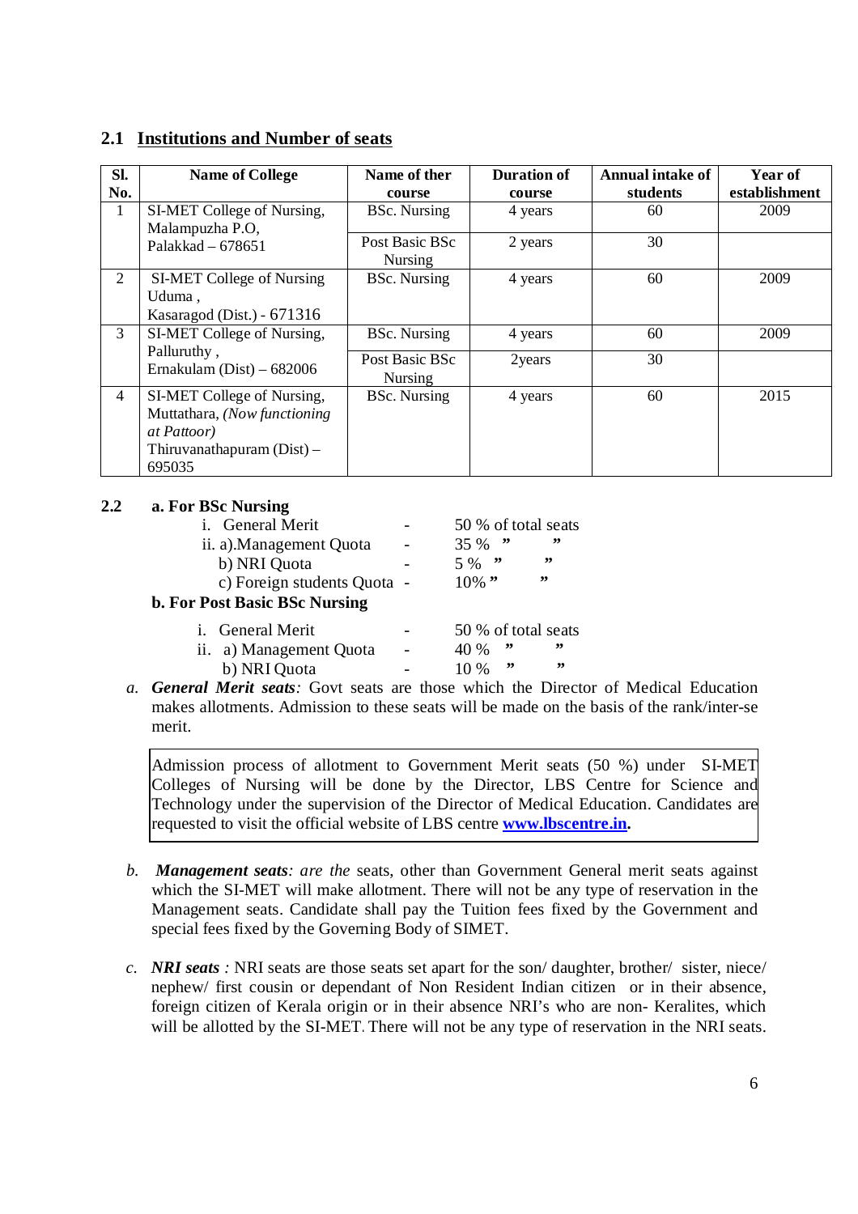## 2.1 Institutions and Number of seats

| Sl. No. | Name of College | Name of ther course | Duration of course | Annual intake of students | Year of establishment |
|---|---|---|---|---|---|
| 1 | SI-MET College of Nursing, Malampuzha P.O, Palakkad – 678651 | BSc. Nursing | 4 years | 60 | 2009 |
| | | Post Basic BSc Nursing | 2 years | 30 | |
| 2 | SI-MET College of Nursing Uduma , Kasaragod (Dist.) - 671316 | BSc. Nursing | 4 years | 60 | 2009 |
| 3 | SI-MET College of Nursing, Palluruthy , Ernakulam (Dist) – 682006 | BSc. Nursing | 4 years | 60 | 2009 |
| | | Post Basic BSc Nursing | 2years | 30 | |
| 4 | SI-MET College of Nursing, Muttathara, *(Now functioning at Pattoor)* Thiruvanathapuram (Dist) – 695035 | BSc. Nursing | 4 years | 60 | 2015 |

**2.2 a. For BSc Nursing**

- i. General Merit - 50 % of total seats
- ii. a).Management Quota - 35 % " "
  - b) NRI Quota - 5 % " "
  - c) Foreign students Quota - 10% " "

**b. For Post Basic BSc Nursing**

- i. General Merit - 50 % of total seats
- ii. a) Management Quota - 40 % " "
  - b) NRI Quota - 10 % " "

a. ***General Merit seats****:* Govt seats are those which the Director of Medical Education makes allotments. Admission to these seats will be made on the basis of the rank/inter-se merit.

> Admission process of allotment to Government Merit seats (50 %) under SI-MET Colleges of Nursing will be done by the Director, LBS Centre for Science and Technology under the supervision of the Director of Medical Education. Candidates are requested to visit the official website of LBS centre **www.lbscentre.in.**

b. ***Management seats****: are the* seats, other than Government General merit seats against which the SI-MET will make allotment. There will not be any type of reservation in the Management seats. Candidate shall pay the Tuition fees fixed by the Government and special fees fixed by the Governing Body of SIMET.

c. ***NRI seats*** *:* NRI seats are those seats set apart for the son/ daughter, brother/ sister, niece/ nephew/ first cousin or dependant of Non Resident Indian citizen or in their absence, foreign citizen of Kerala origin or in their absence NRI's who are non- Keralites, which will be allotted by the SI-MET. There will not be any type of reservation in the NRI seats.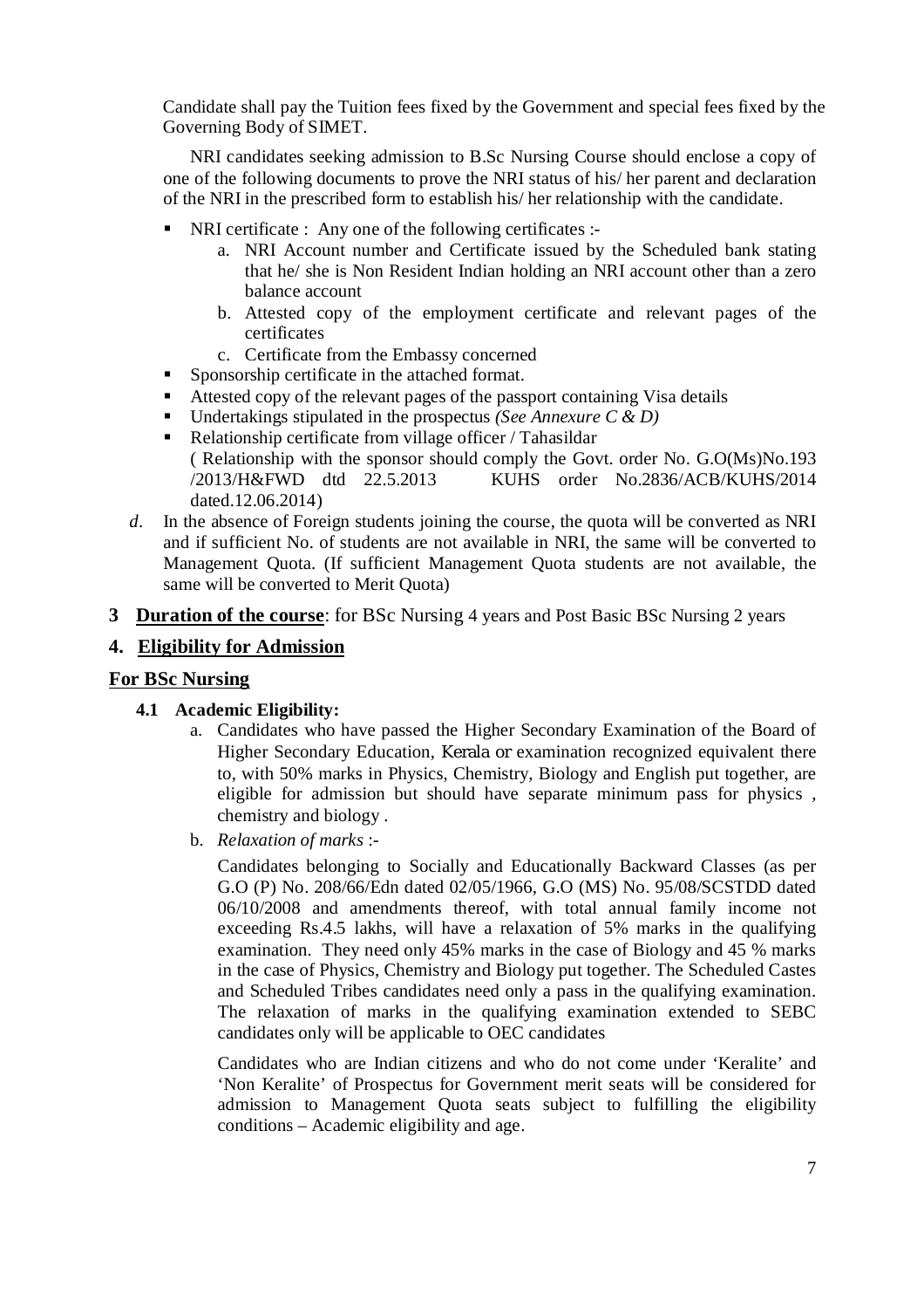Candidate shall pay the Tuition fees fixed by the Government and special fees fixed by the Governing Body of SIMET.

NRI candidates seeking admission to B.Sc Nursing Course should enclose a copy of one of the following documents to prove the NRI status of his/ her parent and declaration of the NRI in the prescribed form to establish his/ her relationship with the candidate.

- NRI certificate : Any one of the following certificates :-
  a. NRI Account number and Certificate issued by the Scheduled bank stating that he/ she is Non Resident Indian holding an NRI account other than a zero balance account
  b. Attested copy of the employment certificate and relevant pages of the certificates
  c. Certificate from the Embassy concerned
- Sponsorship certificate in the attached format.
- Attested copy of the relevant pages of the passport containing Visa details
- Undertakings stipulated in the prospectus *(See Annexure C & D)*
- Relationship certificate from village officer / Tahasildar
  ( Relationship with the sponsor should comply the Govt. order No. G.O(Ms)No.193 /2013/H&FWD dtd 22.5.2013 KUHS order No.2836/ACB/KUHS/2014 dated.12.06.2014)

*d*. In the absence of Foreign students joining the course, the quota will be converted as NRI and if sufficient No. of students are not available in NRI, the same will be converted to Management Quota. (If sufficient Management Quota students are not available, the same will be converted to Merit Quota)

**3 Duration of the course**: for BSc Nursing 4 years and Post Basic BSc Nursing 2 years

## 4. Eligibility for Admission

### For BSc Nursing

**4.1 Academic Eligibility:**

a. Candidates who have passed the Higher Secondary Examination of the Board of Higher Secondary Education, Kerala or examination recognized equivalent there to, with 50% marks in Physics, Chemistry, Biology and English put together, are eligible for admission but should have separate minimum pass for physics , chemistry and biology .

b. *Relaxation of marks* :-

Candidates belonging to Socially and Educationally Backward Classes (as per G.O (P) No. 208/66/Edn dated 02/05/1966, G.O (MS) No. 95/08/SCSTDD dated 06/10/2008 and amendments thereof, with total annual family income not exceeding Rs.4.5 lakhs, will have a relaxation of 5% marks in the qualifying examination. They need only 45% marks in the case of Biology and 45 % marks in the case of Physics, Chemistry and Biology put together. The Scheduled Castes and Scheduled Tribes candidates need only a pass in the qualifying examination. The relaxation of marks in the qualifying examination extended to SEBC candidates only will be applicable to OEC candidates

Candidates who are Indian citizens and who do not come under 'Keralite' and 'Non Keralite' of Prospectus for Government merit seats will be considered for admission to Management Quota seats subject to fulfilling the eligibility conditions – Academic eligibility and age.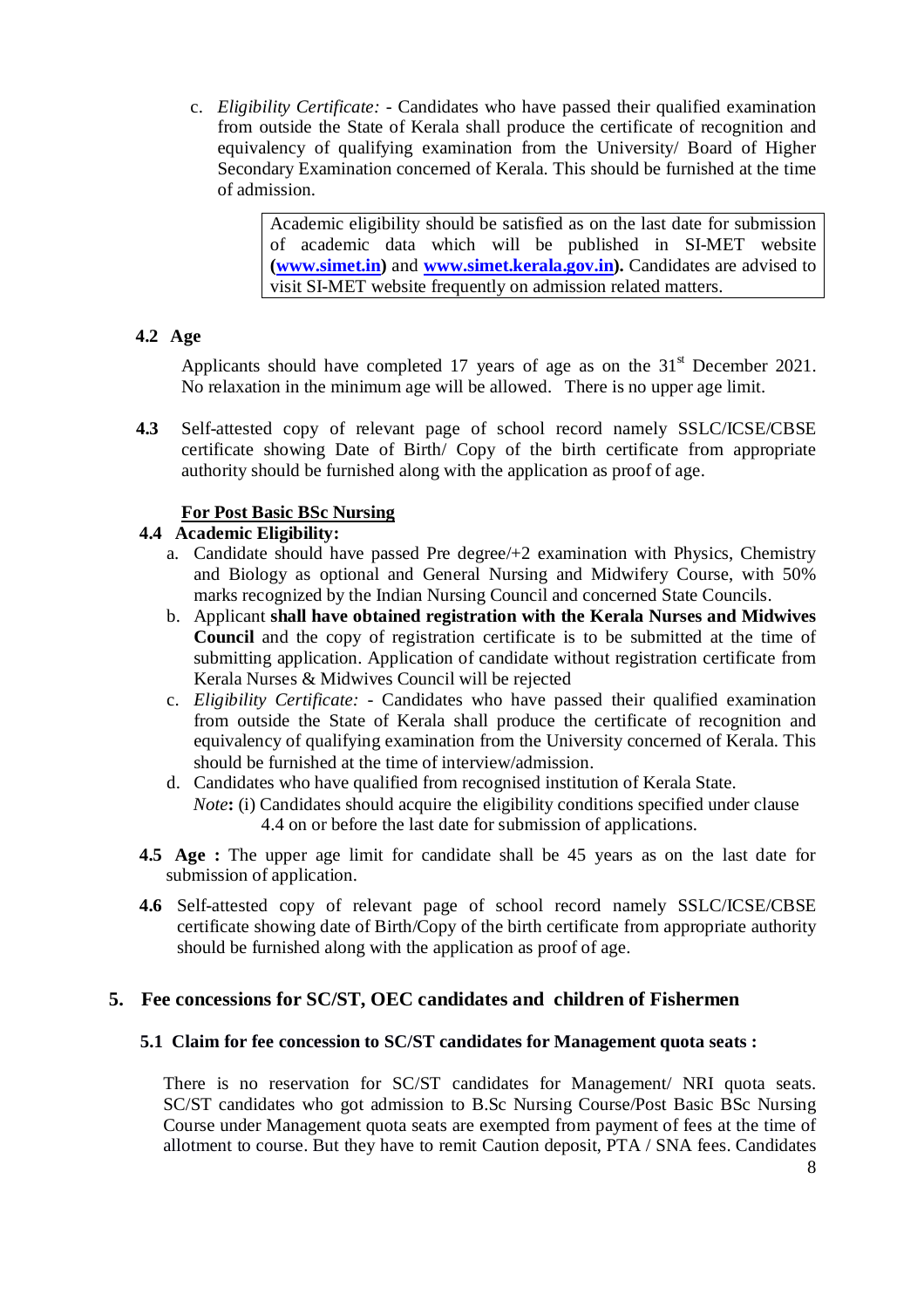c. *Eligibility Certificate:* - Candidates who have passed their qualified examination from outside the State of Kerala shall produce the certificate of recognition and equivalency of qualifying examination from the University/ Board of Higher Secondary Examination concerned of Kerala. This should be furnished at the time of admission.

> Academic eligibility should be satisfied as on the last date for submission of academic data which will be published in SI-MET website **([www.simet.in](http://www.simet.in))** and **[www.simet.kerala.gov.in](http://www.simet.kerala.gov.in)).** Candidates are advised to visit SI-MET website frequently on admission related matters.

### 4.2 Age

Applicants should have completed 17 years of age as on the 31st December 2021. No relaxation in the minimum age will be allowed. There is no upper age limit.

**4.3** Self-attested copy of relevant page of school record namely SSLC/ICSE/CBSE certificate showing Date of Birth/ Copy of the birth certificate from appropriate authority should be furnished along with the application as proof of age.

**<u>For Post Basic BSc Nursing</u>**

### 4.4 Academic Eligibility:

a. Candidate should have passed Pre degree/+2 examination with Physics, Chemistry and Biology as optional and General Nursing and Midwifery Course, with 50% marks recognized by the Indian Nursing Council and concerned State Councils.

b. Applicant **shall have obtained registration with the Kerala Nurses and Midwives Council** and the copy of registration certificate is to be submitted at the time of submitting application. Application of candidate without registration certificate from Kerala Nurses & Midwives Council will be rejected

c. *Eligibility Certificate:* - Candidates who have passed their qualified examination from outside the State of Kerala shall produce the certificate of recognition and equivalency of qualifying examination from the University concerned of Kerala. This should be furnished at the time of interview/admission.

d. Candidates who have qualified from recognised institution of Kerala State.

*Note***:** (i) Candidates should acquire the eligibility conditions specified under clause 4.4 on or before the last date for submission of applications.

**4.5 Age :** The upper age limit for candidate shall be 45 years as on the last date for submission of application.

**4.6** Self-attested copy of relevant page of school record namely SSLC/ICSE/CBSE certificate showing date of Birth/Copy of the birth certificate from appropriate authority should be furnished along with the application as proof of age.

## 5. Fee concessions for SC/ST, OEC candidates and children of Fishermen

### 5.1 Claim for fee concession to SC/ST candidates for Management quota seats :

There is no reservation for SC/ST candidates for Management/ NRI quota seats. SC/ST candidates who got admission to B.Sc Nursing Course/Post Basic BSc Nursing Course under Management quota seats are exempted from payment of fees at the time of allotment to course. But they have to remit Caution deposit, PTA / SNA fees. Candidates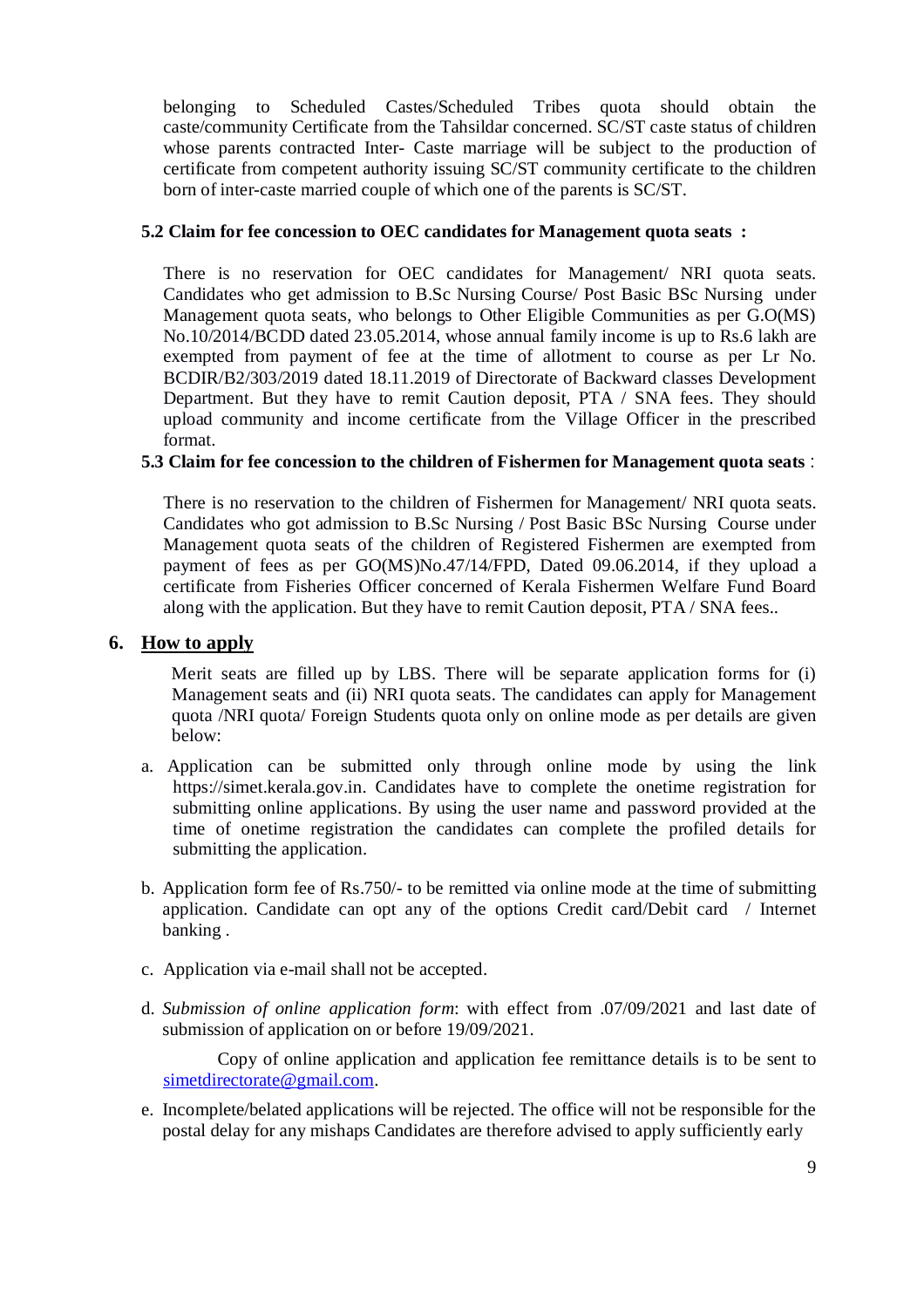belonging to Scheduled Castes/Scheduled Tribes quota should obtain the caste/community Certificate from the Tahsildar concerned. SC/ST caste status of children whose parents contracted Inter- Caste marriage will be subject to the production of certificate from competent authority issuing SC/ST community certificate to the children born of inter-caste married couple of which one of the parents is SC/ST.

**5.2 Claim for fee concession to OEC candidates for Management quota seats :**

There is no reservation for OEC candidates for Management/ NRI quota seats. Candidates who get admission to B.Sc Nursing Course/ Post Basic BSc Nursing under Management quota seats, who belongs to Other Eligible Communities as per G.O(MS) No.10/2014/BCDD dated 23.05.2014, whose annual family income is up to Rs.6 lakh are exempted from payment of fee at the time of allotment to course as per Lr No. BCDIR/B2/303/2019 dated 18.11.2019 of Directorate of Backward classes Development Department. But they have to remit Caution deposit, PTA / SNA fees. They should upload community and income certificate from the Village Officer in the prescribed format.

**5.3 Claim for fee concession to the children of Fishermen for Management quota seats** :

There is no reservation to the children of Fishermen for Management/ NRI quota seats. Candidates who got admission to B.Sc Nursing / Post Basic BSc Nursing Course under Management quota seats of the children of Registered Fishermen are exempted from payment of fees as per GO(MS)No.47/14/FPD, Dated 09.06.2014, if they upload a certificate from Fisheries Officer concerned of Kerala Fishermen Welfare Fund Board along with the application. But they have to remit Caution deposit, PTA / SNA fees..

## 6. How to apply

Merit seats are filled up by LBS. There will be separate application forms for (i) Management seats and (ii) NRI quota seats. The candidates can apply for Management quota /NRI quota/ Foreign Students quota only on online mode as per details are given below:

a. Application can be submitted only through online mode by using the link https://simet.kerala.gov.in. Candidates have to complete the onetime registration for submitting online applications. By using the user name and password provided at the time of onetime registration the candidates can complete the profiled details for submitting the application.

b. Application form fee of Rs.750/- to be remitted via online mode at the time of submitting application. Candidate can opt any of the options Credit card/Debit card / Internet banking .

c. Application via e-mail shall not be accepted.

d. *Submission of online application form*: with effect from .07/09/2021 and last date of submission of application on or before 19/09/2021.

   Copy of online application and application fee remittance details is to be sent to simetdirectorate@gmail.com.

e. Incomplete/belated applications will be rejected. The office will not be responsible for the postal delay for any mishaps Candidates are therefore advised to apply sufficiently early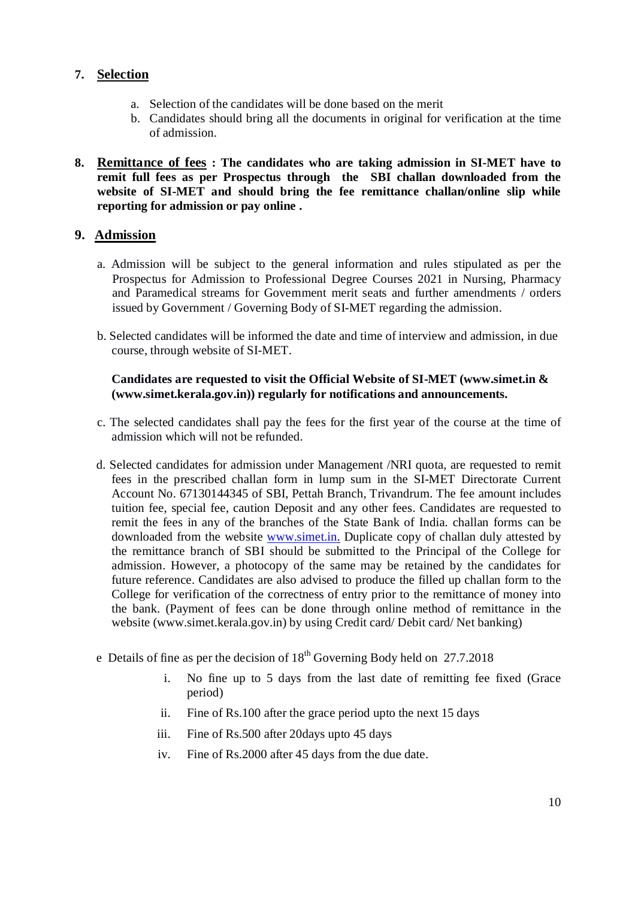## 7. Selection

a. Selection of the candidates will be done based on the merit
b. Candidates should bring all the documents in original for verification at the time of admission.

## 8. Remittance of fees : **The candidates who are taking admission in SI-MET have to remit full fees as per Prospectus through the SBI challan downloaded from the website of SI-MET and should bring the fee remittance challan/online slip while reporting for admission or pay online .**

## 9. Admission

a. Admission will be subject to the general information and rules stipulated as per the Prospectus for Admission to Professional Degree Courses 2021 in Nursing, Pharmacy and Paramedical streams for Government merit seats and further amendments / orders issued by Government / Governing Body of SI-MET regarding the admission.

b. Selected candidates will be informed the date and time of interview and admission, in due course, through website of SI-MET.

**Candidates are requested to visit the Official Website of SI-MET (www.simet.in & (www.simet.kerala.gov.in)) regularly for notifications and announcements.**

c. The selected candidates shall pay the fees for the first year of the course at the time of admission which will not be refunded.

d. Selected candidates for admission under Management /NRI quota, are requested to remit fees in the prescribed challan form in lump sum in the SI-MET Directorate Current Account No. 67130144345 of SBI, Pettah Branch, Trivandrum. The fee amount includes tuition fee, special fee, caution Deposit and any other fees. Candidates are requested to remit the fees in any of the branches of the State Bank of India. challan forms can be downloaded from the website www.simet.in. Duplicate copy of challan duly attested by the remittance branch of SBI should be submitted to the Principal of the College for admission. However, a photocopy of the same may be retained by the candidates for future reference. Candidates are also advised to produce the filled up challan form to the College for verification of the correctness of entry prior to the remittance of money into the bank. (Payment of fees can be done through online method of remittance in the website (www.simet.kerala.gov.in) by using Credit card/ Debit card/ Net banking)

e Details of fine as per the decision of 18th Governing Body held on 27.7.2018

i. No fine up to 5 days from the last date of remitting fee fixed (Grace period)
ii. Fine of Rs.100 after the grace period upto the next 15 days
iii. Fine of Rs.500 after 20days upto 45 days
iv. Fine of Rs.2000 after 45 days from the due date.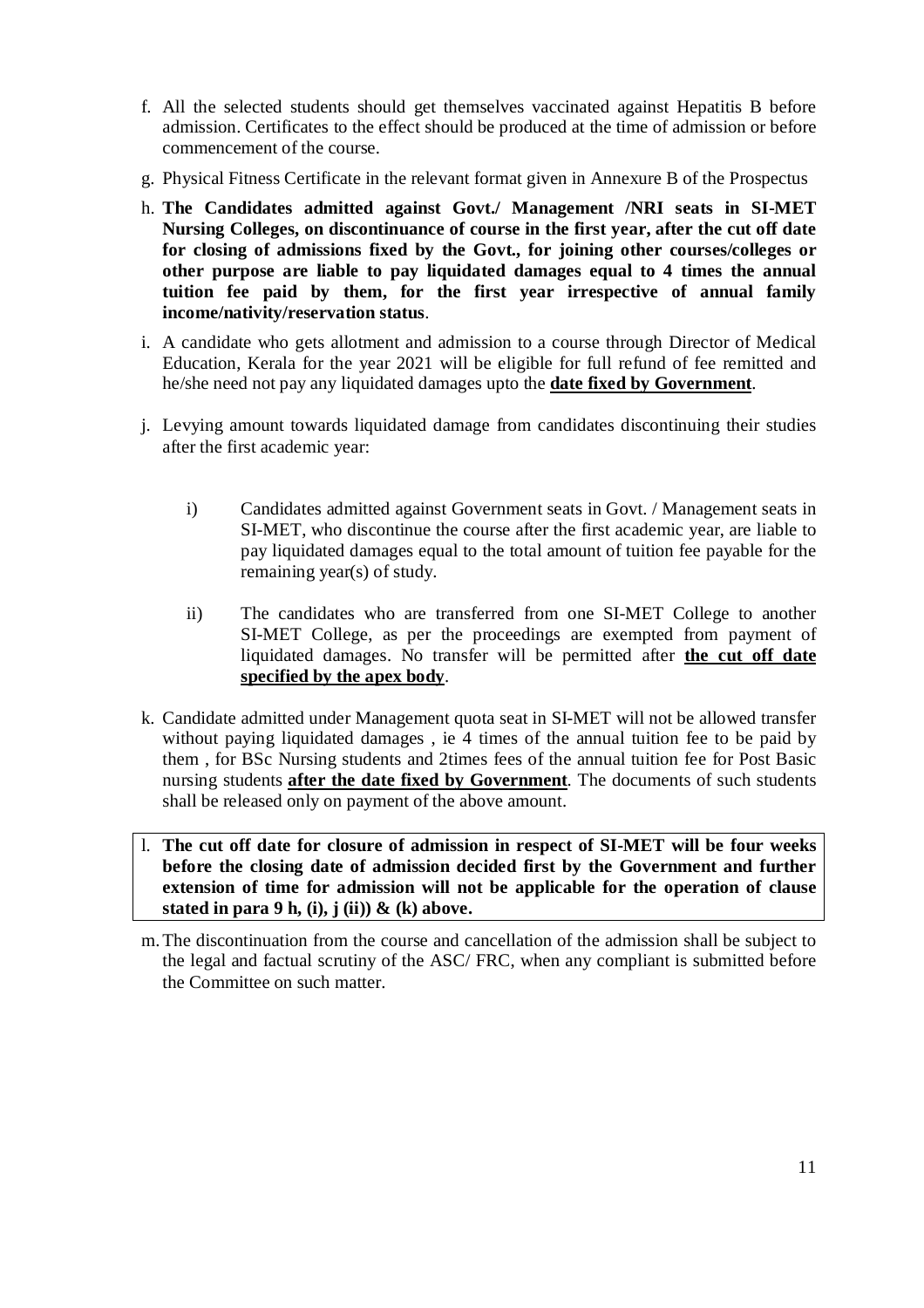f. All the selected students should get themselves vaccinated against Hepatitis B before admission. Certificates to the effect should be produced at the time of admission or before commencement of the course.

g. Physical Fitness Certificate in the relevant format given in Annexure B of the Prospectus

h. **The Candidates admitted against Govt./ Management /NRI seats in SI-MET Nursing Colleges, on discontinuance of course in the first year, after the cut off date for closing of admissions fixed by the Govt., for joining other courses/colleges or other purpose are liable to pay liquidated damages equal to 4 times the annual tuition fee paid by them, for the first year irrespective of annual family income/nativity/reservation status**.

i. A candidate who gets allotment and admission to a course through Director of Medical Education, Kerala for the year 2021 will be eligible for full refund of fee remitted and he/she need not pay any liquidated damages upto the **date fixed by Government**.

j. Levying amount towards liquidated damage from candidates discontinuing their studies after the first academic year:

   i) Candidates admitted against Government seats in Govt. / Management seats in SI-MET, who discontinue the course after the first academic year, are liable to pay liquidated damages equal to the total amount of tuition fee payable for the remaining year(s) of study.

   ii) The candidates who are transferred from one SI-MET College to another SI-MET College, as per the proceedings are exempted from payment of liquidated damages. No transfer will be permitted after **the cut off date specified by the apex body**.

k. Candidate admitted under Management quota seat in SI-MET will not be allowed transfer without paying liquidated damages , ie 4 times of the annual tuition fee to be paid by them , for BSc Nursing students and 2times fees of the annual tuition fee for Post Basic nursing students **after the date fixed by Government**. The documents of such students shall be released only on payment of the above amount.

l. **The cut off date for closure of admission in respect of SI-MET will be four weeks before the closing date of admission decided first by the Government and further extension of time for admission will not be applicable for the operation of clause stated in para 9 h, (i), j (ii)) & (k) above.**

m. The discontinuation from the course and cancellation of the admission shall be subject to the legal and factual scrutiny of the ASC/ FRC, when any compliant is submitted before the Committee on such matter.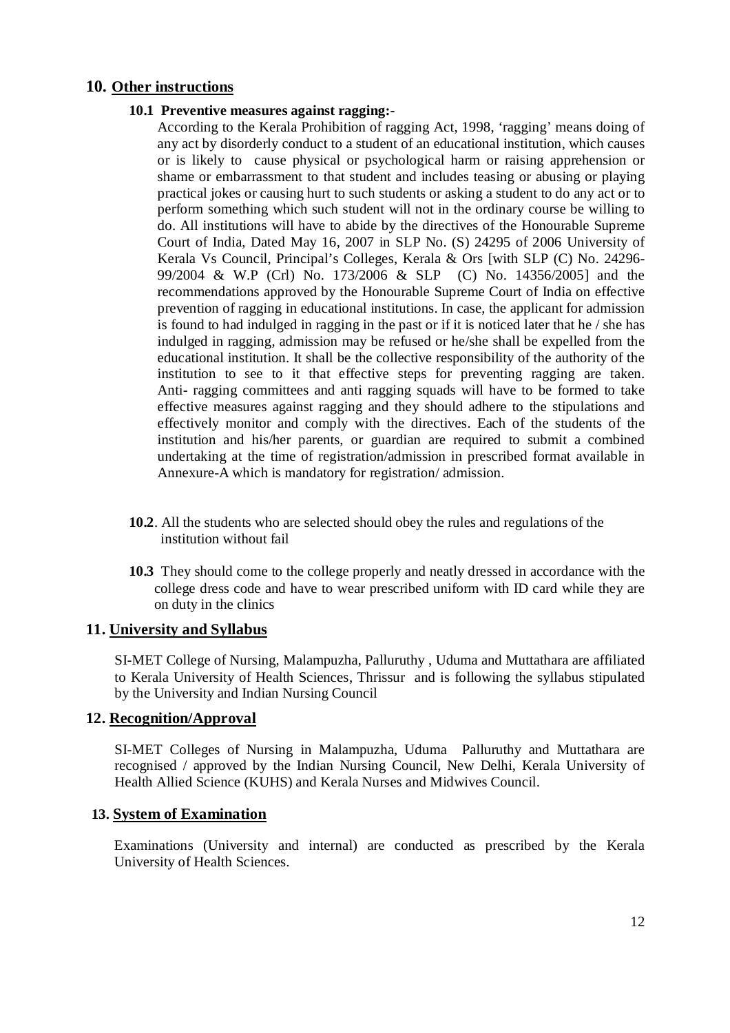## 10. Other instructions

### 10.1 Preventive measures against ragging:-

According to the Kerala Prohibition of ragging Act, 1998, 'ragging' means doing of any act by disorderly conduct to a student of an educational institution, which causes or is likely to cause physical or psychological harm or raising apprehension or shame or embarrassment to that student and includes teasing or abusing or playing practical jokes or causing hurt to such students or asking a student to do any act or to perform something which such student will not in the ordinary course be willing to do. All institutions will have to abide by the directives of the Honourable Supreme Court of India, Dated May 16, 2007 in SLP No. (S) 24295 of 2006 University of Kerala Vs Council, Principal's Colleges, Kerala & Ors [with SLP (C) No. 24296-99/2004 & W.P (Crl) No. 173/2006 & SLP (C) No. 14356/2005] and the recommendations approved by the Honourable Supreme Court of India on effective prevention of ragging in educational institutions. In case, the applicant for admission is found to had indulged in ragging in the past or if it is noticed later that he / she has indulged in ragging, admission may be refused or he/she shall be expelled from the educational institution. It shall be the collective responsibility of the authority of the institution to see to it that effective steps for preventing ragging are taken. Anti- ragging committees and anti ragging squads will have to be formed to take effective measures against ragging and they should adhere to the stipulations and effectively monitor and comply with the directives. Each of the students of the institution and his/her parents, or guardian are required to submit a combined undertaking at the time of registration/admission in prescribed format available in Annexure-A which is mandatory for registration/ admission.

**10.2**. All the students who are selected should obey the rules and regulations of the institution without fail

**10.3** They should come to the college properly and neatly dressed in accordance with the college dress code and have to wear prescribed uniform with ID card while they are on duty in the clinics

## 11. University and Syllabus

SI-MET College of Nursing, Malampuzha, Palluruthy , Uduma and Muttathara are affiliated to Kerala University of Health Sciences, Thrissur and is following the syllabus stipulated by the University and Indian Nursing Council

## 12. Recognition/Approval

SI-MET Colleges of Nursing in Malampuzha, Uduma Palluruthy and Muttathara are recognised / approved by the Indian Nursing Council, New Delhi, Kerala University of Health Allied Science (KUHS) and Kerala Nurses and Midwives Council.

## 13. System of Examination

Examinations (University and internal) are conducted as prescribed by the Kerala University of Health Sciences.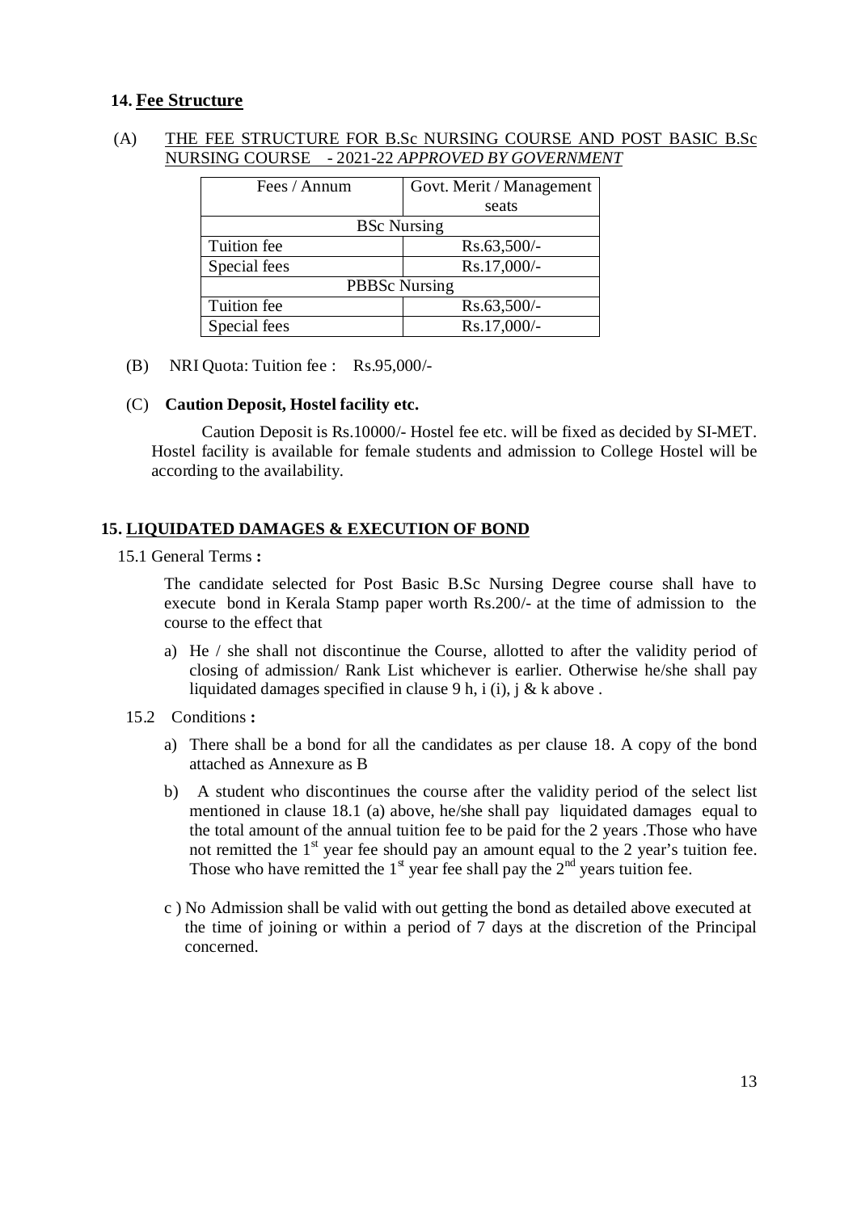## 14. Fee Structure

(A) THE FEE STRUCTURE FOR B.Sc NURSING COURSE AND POST BASIC B.Sc NURSING COURSE - 2021-22 *APPROVED BY GOVERNMENT*

| Fees / Annum | Govt. Merit / Management seats |
|---|---|
| BSc Nursing | |
| Tuition fee | Rs.63,500/- |
| Special fees | Rs.17,000/- |
| PBBSc Nursing | |
| Tuition fee | Rs.63,500/- |
| Special fees | Rs.17,000/- |

(B) NRI Quota: Tuition fee : Rs.95,000/-

(C) **Caution Deposit, Hostel facility etc.**

Caution Deposit is Rs.10000/- Hostel fee etc. will be fixed as decided by SI-MET. Hostel facility is available for female students and admission to College Hostel will be according to the availability.

## 15. LIQUIDATED DAMAGES & EXECUTION OF BOND

15.1 General Terms **:**

The candidate selected for Post Basic B.Sc Nursing Degree course shall have to execute bond in Kerala Stamp paper worth Rs.200/- at the time of admission to the course to the effect that

a) He / she shall not discontinue the Course, allotted to after the validity period of closing of admission/ Rank List whichever is earlier. Otherwise he/she shall pay liquidated damages specified in clause 9 h, i (i), j & k above .

15.2 Conditions **:**

a) There shall be a bond for all the candidates as per clause 18. A copy of the bond attached as Annexure as B

b) A student who discontinues the course after the validity period of the select list mentioned in clause 18.1 (a) above, he/she shall pay liquidated damages equal to the total amount of the annual tuition fee to be paid for the 2 years .Those who have not remitted the 1st year fee should pay an amount equal to the 2 year's tuition fee. Those who have remitted the 1st year fee shall pay the 2nd years tuition fee.

c ) No Admission shall be valid with out getting the bond as detailed above executed at the time of joining or within a period of 7 days at the discretion of the Principal concerned.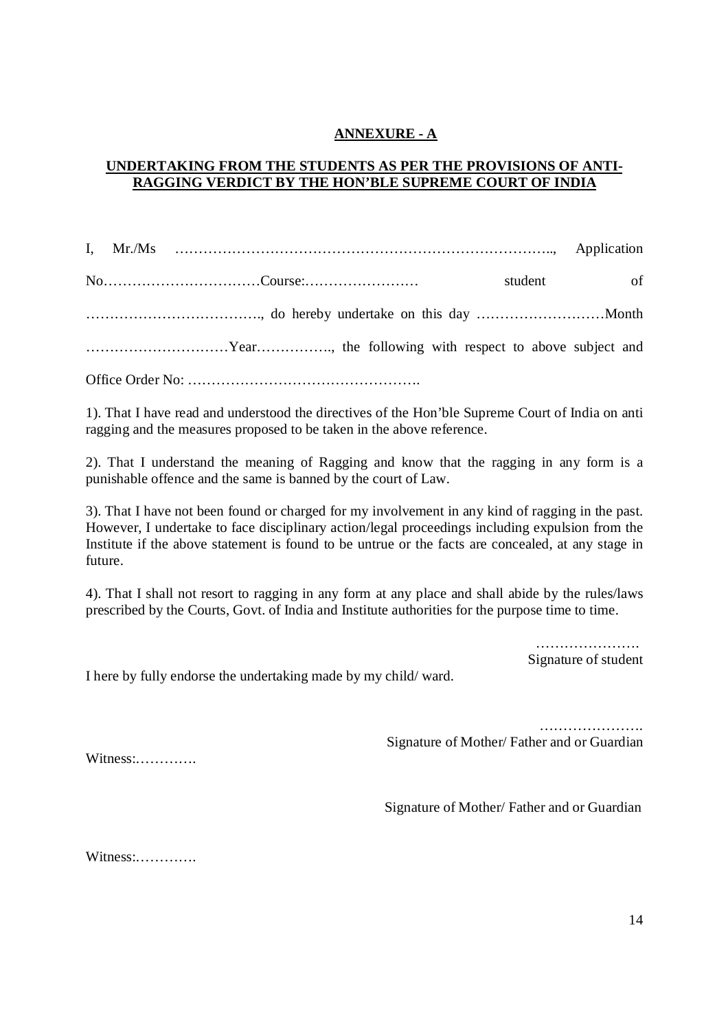**ANNEXURE - A**

**UNDERTAKING FROM THE STUDENTS AS PER THE PROVISIONS OF ANTI-RAGGING VERDICT BY THE HON'BLE SUPREME COURT OF INDIA**

I, Mr./Ms ……………………………………………………………………., Application No……………………………Course:…………………… student of ………………………………., do hereby undertake on this day ………………………Month …………………………Year……………., the following with respect to above subject and Office Order No: ………………………………………….

1). That I have read and understood the directives of the Hon'ble Supreme Court of India on anti ragging and the measures proposed to be taken in the above reference.

2). That I understand the meaning of Ragging and know that the ragging in any form is a punishable offence and the same is banned by the court of Law.

3). That I have not been found or charged for my involvement in any kind of ragging in the past. However, I undertake to face disciplinary action/legal proceedings including expulsion from the Institute if the above statement is found to be untrue or the facts are concealed, at any stage in future.

4). That I shall not resort to ragging in any form at any place and shall abide by the rules/laws prescribed by the Courts, Govt. of India and Institute authorities for the purpose time to time.

…………………
Signature of student

I here by fully endorse the undertaking made by my child/ ward.

………………….
Signature of Mother/ Father and or Guardian

Witness:………….

Signature of Mother/ Father and or Guardian

Witness:………….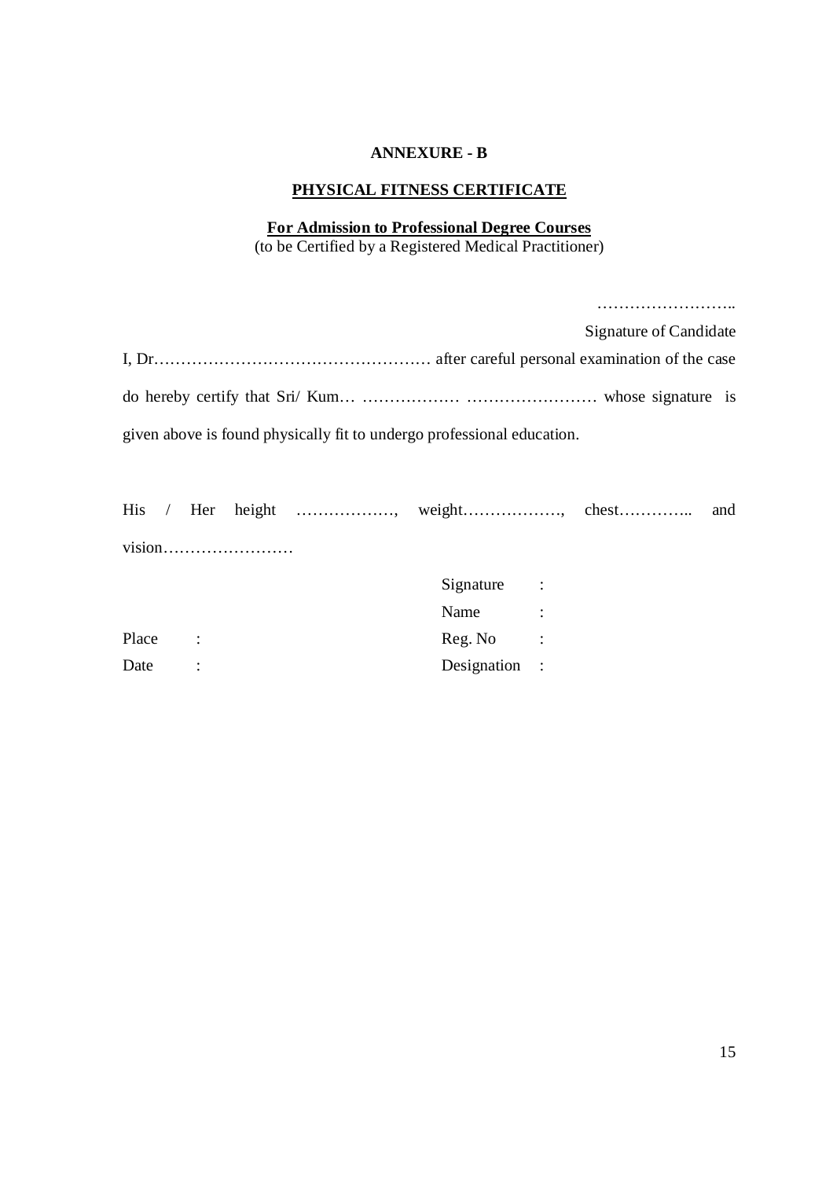**ANNEXURE - B**

**PHYSICAL FITNESS CERTIFICATE**

**For Admission to Professional Degree Courses**
(to be Certified by a Registered Medical Practitioner)

……………………..

Signature of Candidate

I, Dr…………………………………………… after careful personal examination of the case do hereby certify that Sri/ Kum… ……………… …………………… whose signature is given above is found physically fit to undergo professional education.

His / Her height ………………, weight………………, chest………….. and vision……………………

| | | | |
|---|---|---|---|
| | | Signature | : |
| | | Name | : |
| Place | : | Reg. No | : |
| Date | : | Designation | : |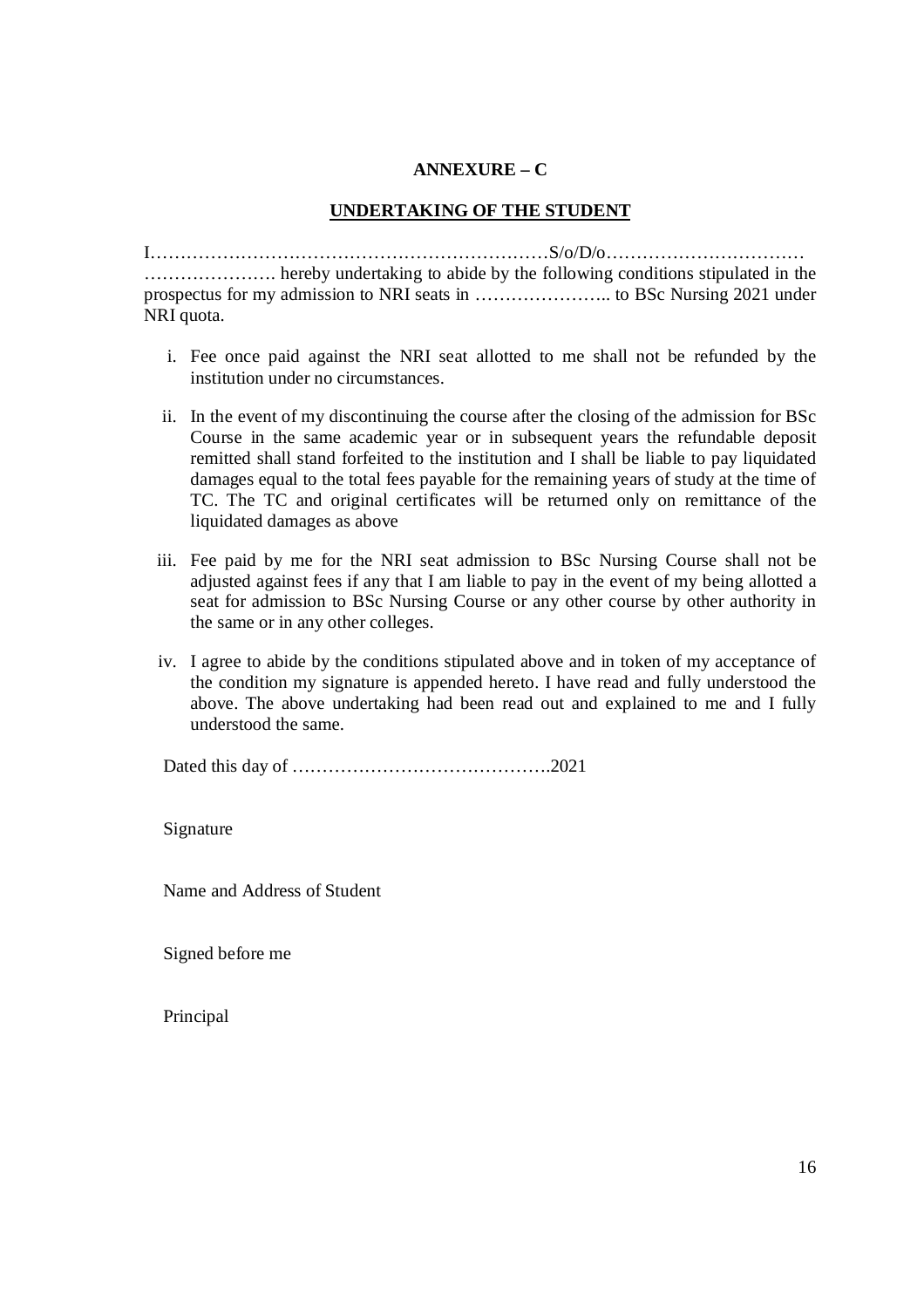**ANNEXURE – C**

**UNDERTAKING OF THE STUDENT**

I……………………………………………………………S/o/D/o……………………………
…………………. hereby undertaking to abide by the following conditions stipulated in the prospectus for my admission to NRI seats in ………………….. to BSc Nursing 2021 under NRI quota.

i. Fee once paid against the NRI seat allotted to me shall not be refunded by the institution under no circumstances.

ii. In the event of my discontinuing the course after the closing of the admission for BSc Course in the same academic year or in subsequent years the refundable deposit remitted shall stand forfeited to the institution and I shall be liable to pay liquidated damages equal to the total fees payable for the remaining years of study at the time of TC. The TC and original certificates will be returned only on remittance of the liquidated damages as above

iii. Fee paid by me for the NRI seat admission to BSc Nursing Course shall not be adjusted against fees if any that I am liable to pay in the event of my being allotted a seat for admission to BSc Nursing Course or any other course by other authority in the same or in any other colleges.

iv. I agree to abide by the conditions stipulated above and in token of my acceptance of the condition my signature is appended hereto. I have read and fully understood the above. The above undertaking had been read out and explained to me and I fully understood the same.

Dated this day of …………………………………….2021

Signature

Name and Address of Student

Signed before me

Principal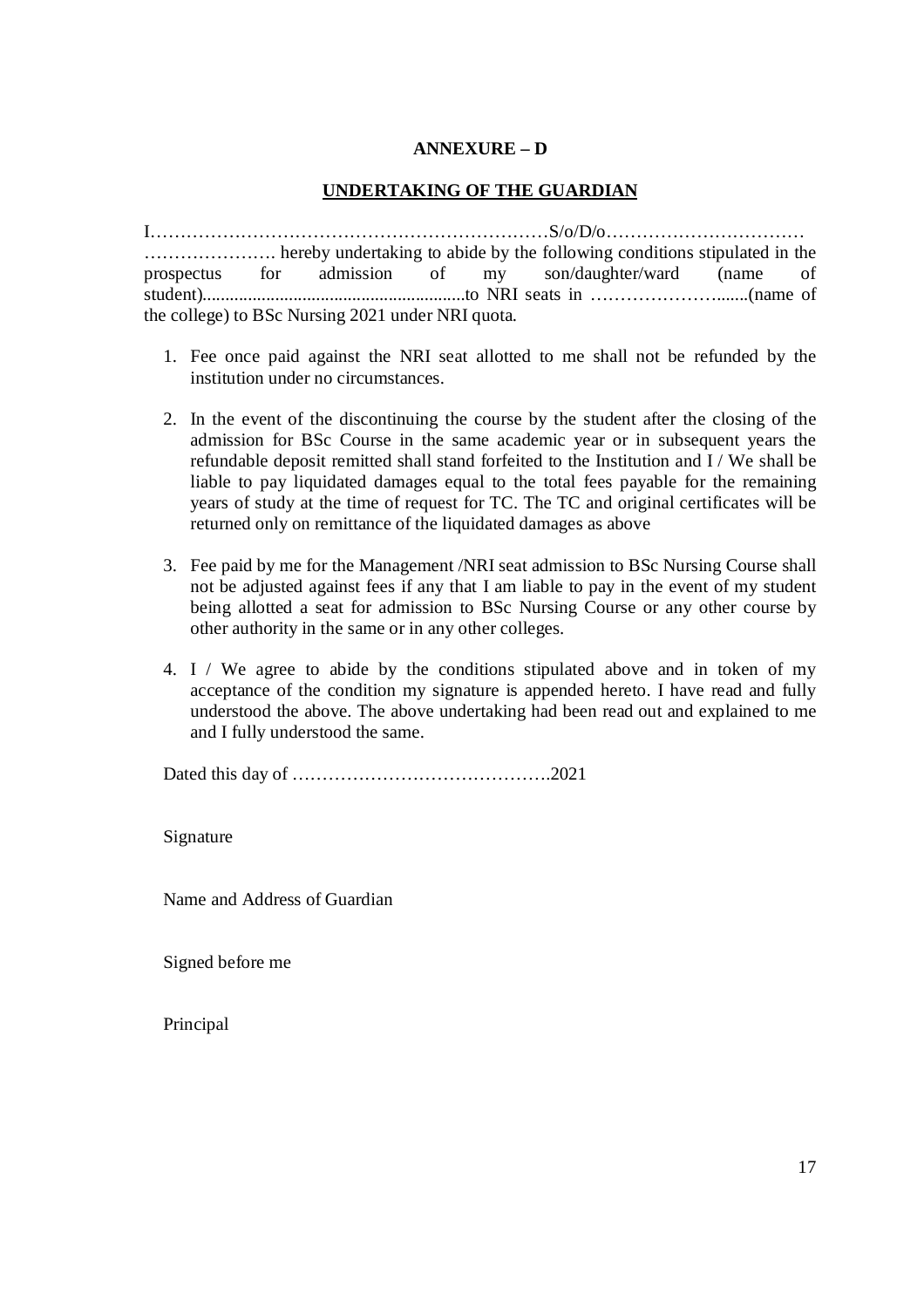**ANNEXURE – D**

**UNDERTAKING OF THE GUARDIAN**

I…………………………………………………………S/o/D/o…………………………… …………………. hereby undertaking to abide by the following conditions stipulated in the prospectus for admission of my son/daughter/ward (name of student)..........................................................to NRI seats in …………………......(name of the college) to BSc Nursing 2021 under NRI quota.

1. Fee once paid against the NRI seat allotted to me shall not be refunded by the institution under no circumstances.

2. In the event of the discontinuing the course by the student after the closing of the admission for BSc Course in the same academic year or in subsequent years the refundable deposit remitted shall stand forfeited to the Institution and I / We shall be liable to pay liquidated damages equal to the total fees payable for the remaining years of study at the time of request for TC. The TC and original certificates will be returned only on remittance of the liquidated damages as above

3. Fee paid by me for the Management /NRI seat admission to BSc Nursing Course shall not be adjusted against fees if any that I am liable to pay in the event of my student being allotted a seat for admission to BSc Nursing Course or any other course by other authority in the same or in any other colleges.

4. I / We agree to abide by the conditions stipulated above and in token of my acceptance of the condition my signature is appended hereto. I have read and fully understood the above. The above undertaking had been read out and explained to me and I fully understood the same.

Dated this day of …………………………………….2021

Signature

Name and Address of Guardian

Signed before me

Principal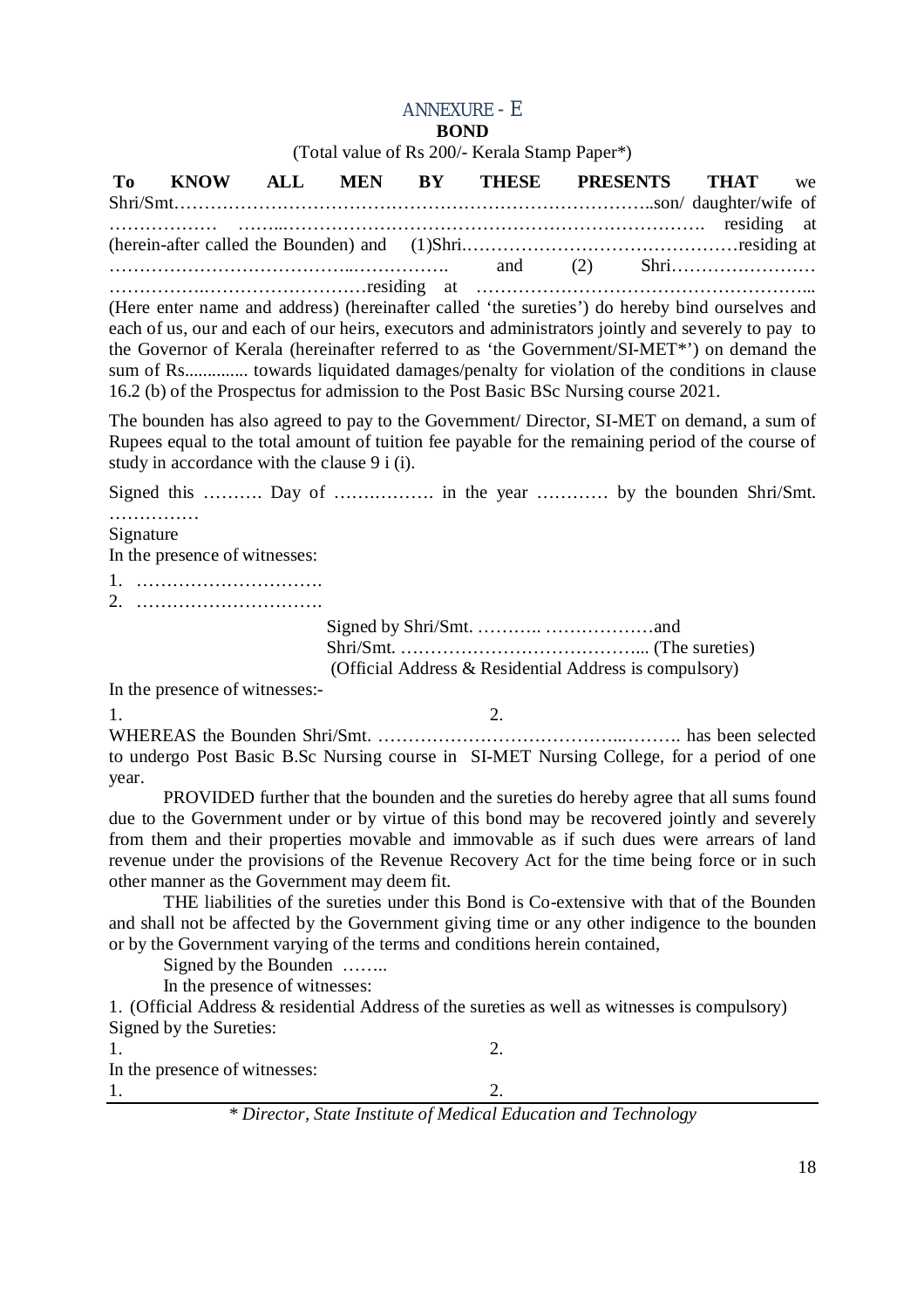# ANNEXURE - E

**BOND**

(Total value of Rs 200/- Kerala Stamp Paper*)

**To KNOW ALL MEN BY THESE PRESENTS THAT** we Shri/Smt……………………………………………………………………..son/ daughter/wife of ……………… ……..……………………………………………………………. residing at (herein-after called the Bounden) and (1)Shri.………………………………………residing at ………………………………..……………. and (2) Shri……………………………………….………………………residing at ……………………………………………….. (Here enter name and address) (hereinafter called 'the sureties') do hereby bind ourselves and each of us, our and each of our heirs, executors and administrators jointly and severely to pay to the Governor of Kerala (hereinafter referred to as 'the Government/SI-MET*') on demand the sum of Rs.............. towards liquidated damages/penalty for violation of the conditions in clause 16.2 (b) of the Prospectus for admission to the Post Basic BSc Nursing course 2021.

The bounden has also agreed to pay to the Government/ Director, SI-MET on demand, a sum of Rupees equal to the total amount of tuition fee payable for the remaining period of the course of study in accordance with the clause 9 i (i).

Signed this ………. Day of ……………. in the year ………… by the bounden Shri/Smt. ……………

Signature

In the presence of witnesses:

1. ………………………….
2. ………………………….

Signed by Shri/Smt. ……….. ………………and
Shri/Smt. …………………………………... (The sureties)
(Official Address & Residential Address is compulsory)

In the presence of witnesses:-

1. 2.

WHEREAS the Bounden Shri/Smt. ………………………………..………. has been selected to undergo Post Basic B.Sc Nursing course in SI-MET Nursing College, for a period of one year.

PROVIDED further that the bounden and the sureties do hereby agree that all sums found due to the Government under or by virtue of this bond may be recovered jointly and severely from them and their properties movable and immovable as if such dues were arrears of land revenue under the provisions of the Revenue Recovery Act for the time being force or in such other manner as the Government may deem fit.

THE liabilities of the sureties under this Bond is Co-extensive with that of the Bounden and shall not be affected by the Government giving time or any other indigence to the bounden or by the Government varying of the terms and conditions herein contained,

Signed by the Bounden ……..

In the presence of witnesses:

1. (Official Address & residential Address of the sureties as well as witnesses is compulsory)

Signed by the Sureties:

1. 2.

In the presence of witnesses:

1. 2.

*\* Director, State Institute of Medical Education and Technology*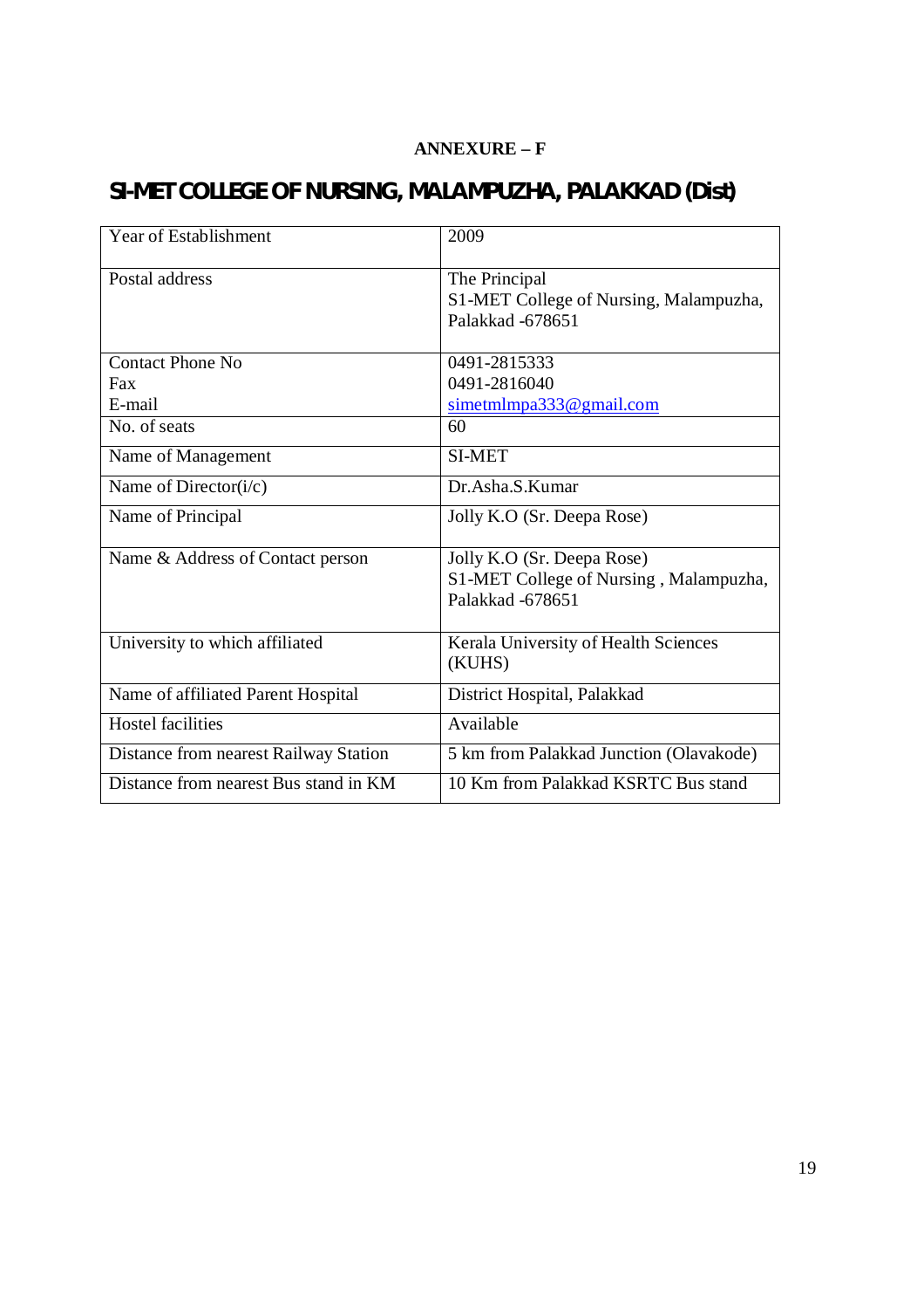**ANNEXURE – F**

# SI-MET COLLEGE OF NURSING, MALAMPUZHA, PALAKKAD (Dist)

| Year of Establishment | 2009 |
|---|---|
| Postal address | The Principal<br>S1-MET College of Nursing, Malampuzha, Palakkad -678651 |
| Contact Phone No<br>Fax<br>E-mail | 0491-2815333<br>0491-2816040<br>simetmlmpa333@gmail.com |
| No. of seats | 60 |
| Name of Management | SI-MET |
| Name of Director(i/c) | Dr.Asha.S.Kumar |
| Name of Principal | Jolly K.O (Sr. Deepa Rose) |
| Name & Address of Contact person | Jolly K.O (Sr. Deepa Rose)<br>S1-MET College of Nursing , Malampuzha, Palakkad -678651 |
| University to which affiliated | Kerala University of Health Sciences (KUHS) |
| Name of affiliated Parent Hospital | District Hospital, Palakkad |
| Hostel facilities | Available |
| Distance from nearest Railway Station | 5 km from Palakkad Junction (Olavakode) |
| Distance from nearest Bus stand in KM | 10 Km from Palakkad KSRTC Bus stand |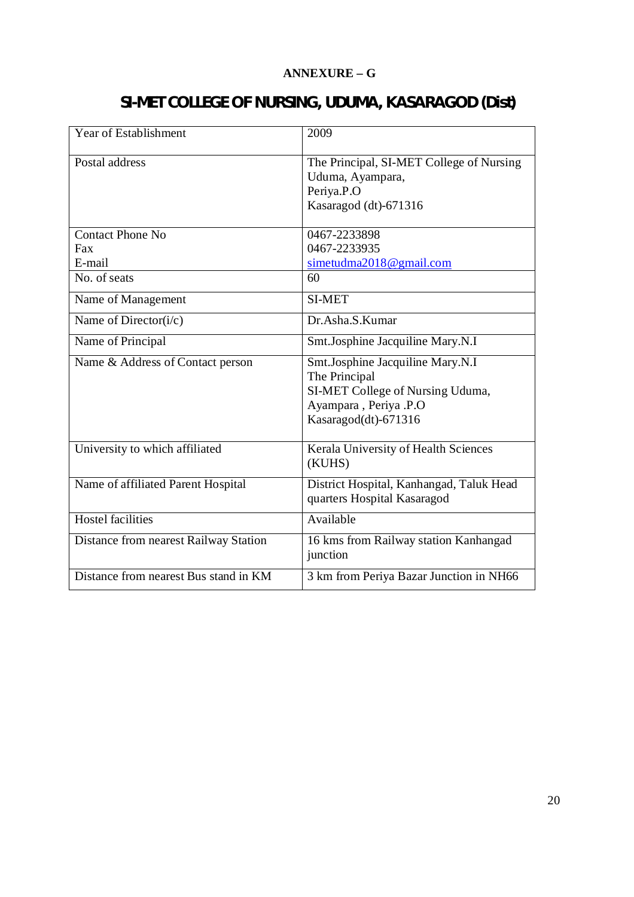**ANNEXURE – G**

# SI-MET COLLEGE OF NURSING, UDUMA, KASARAGOD (Dist)

| | |
|---|---|
| Year of Establishment | 2009 |
| Postal address | The Principal, SI-MET College of Nursing<br>Uduma, Ayampara,<br>Periya.P.O<br>Kasaragod (dt)-671316 |
| Contact Phone No<br>Fax<br>E-mail | 0467-2233898<br>0467-2233935<br>simetudma2018@gmail.com |
| No. of seats | 60 |
| Name of Management | SI-MET |
| Name of Director(i/c) | Dr.Asha.S.Kumar |
| Name of Principal | Smt.Josphine Jacquiline Mary.N.I |
| Name & Address of Contact person | Smt.Josphine Jacquiline Mary.N.I<br>The Principal<br>SI-MET College of Nursing Uduma,<br>Ayampara , Periya .P.O<br>Kasaragod(dt)-671316 |
| University to which affiliated | Kerala University of Health Sciences (KUHS) |
| Name of affiliated Parent Hospital | District Hospital, Kanhangad, Taluk Head quarters Hospital Kasaragod |
| Hostel facilities | Available |
| Distance from nearest Railway Station | 16 kms from Railway station Kanhangad junction |
| Distance from nearest Bus stand in KM | 3 km from Periya Bazar Junction in NH66 |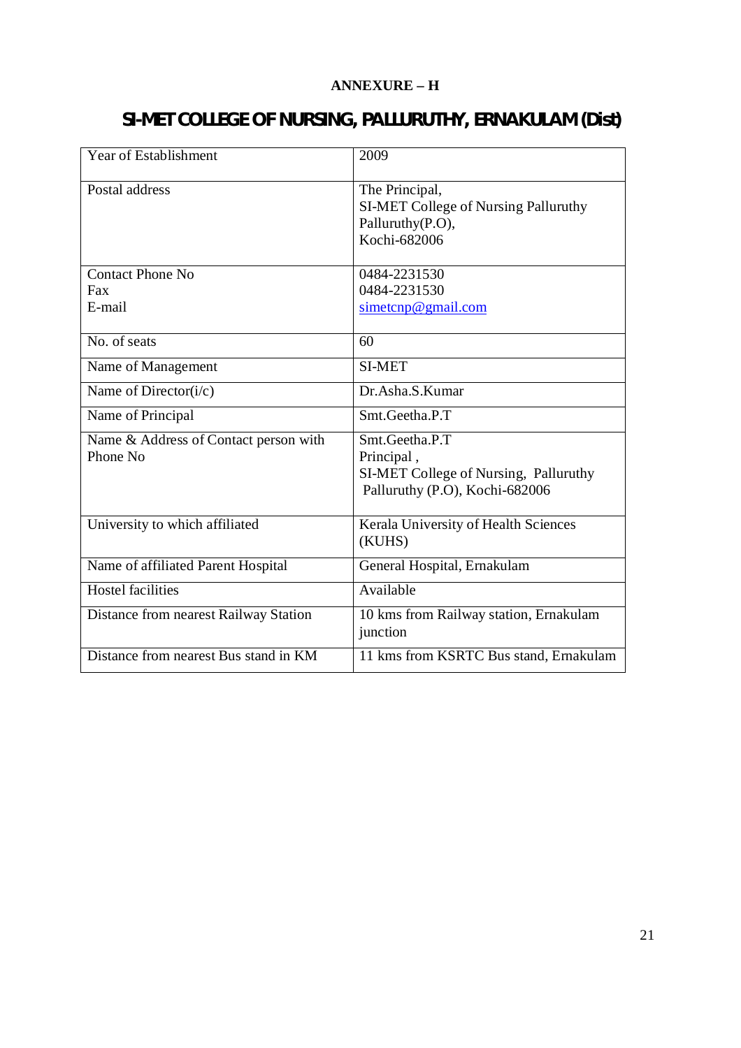**ANNEXURE – H**

# SI-MET COLLEGE OF NURSING, PALLURUTHY, ERNAKULAM (Dist)

| Year of Establishment | 2009 |
|---|---|
| Postal address | The Principal,<br>SI-MET College of Nursing Palluruthy<br>Palluruthy(P.O),<br>Kochi-682006 |
| Contact Phone No<br>Fax<br>E-mail | 0484-2231530<br>0484-2231530<br>simetcnp@gmail.com |
| No. of seats | 60 |
| Name of Management | SI-MET |
| Name of Director(i/c) | Dr.Asha.S.Kumar |
| Name of Principal | Smt.Geetha.P.T |
| Name & Address of Contact person with Phone No | Smt.Geetha.P.T<br>Principal ,<br>SI-MET College of Nursing, Palluruthy<br>Palluruthy (P.O), Kochi-682006 |
| University to which affiliated | Kerala University of Health Sciences (KUHS) |
| Name of affiliated Parent Hospital | General Hospital, Ernakulam |
| Hostel facilities | Available |
| Distance from nearest Railway Station | 10 kms from Railway station, Ernakulam junction |
| Distance from nearest Bus stand in KM | 11 kms from KSRTC Bus stand, Ernakulam |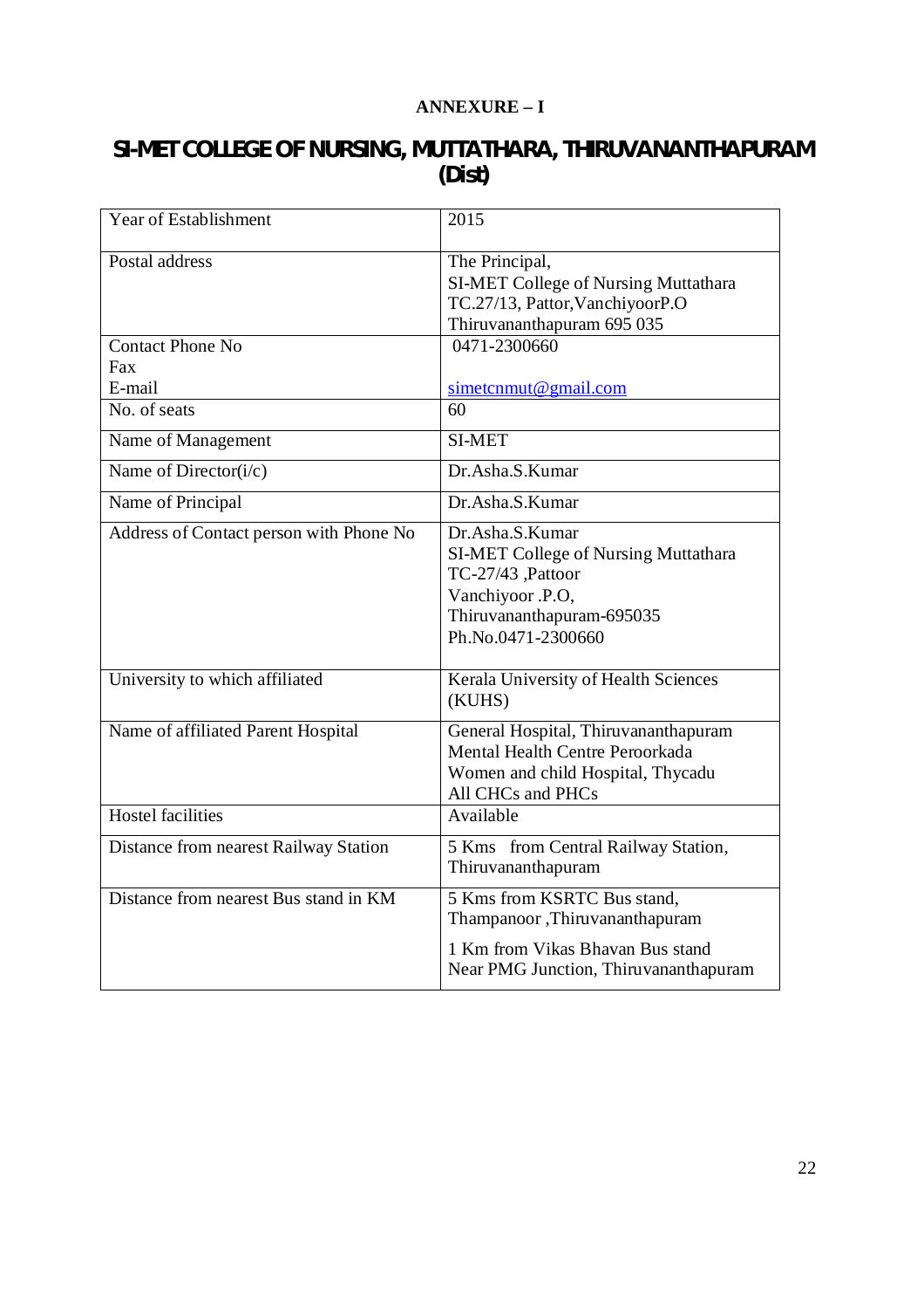**ANNEXURE – I**

# SI-MET COLLEGE OF NURSING, MUTTATHARA, THIRUVANANTHAPURAM (Dist)

| | |
|---|---|
| Year of Establishment | 2015 |
| Postal address | The Principal,<br>SI-MET College of Nursing Muttathara<br>TC.27/13, Pattor,VanchiyoorP.O<br>Thiruvananthapuram 695 035 |
| Contact Phone No<br>Fax<br>E-mail | 0471-2300660<br><br>simetcnmut@gmail.com |
| No. of seats | 60 |
| Name of Management | SI-MET |
| Name of Director(i/c) | Dr.Asha.S.Kumar |
| Name of Principal | Dr.Asha.S.Kumar |
| Address of Contact person with Phone No | Dr.Asha.S.Kumar<br>SI-MET College of Nursing Muttathara<br>TC-27/43 ,Pattoor<br>Vanchiyoor .P.O,<br>Thiruvananthapuram-695035<br>Ph.No.0471-2300660 |
| University to which affiliated | Kerala University of Health Sciences (KUHS) |
| Name of affiliated Parent Hospital | General Hospital, Thiruvananthapuram<br>Mental Health Centre Peroorkada<br>Women and child Hospital, Thycadu<br>All CHCs and PHCs |
| Hostel facilities | Available |
| Distance from nearest Railway Station | 5 Kms from Central Railway Station, Thiruvananthapuram |
| Distance from nearest Bus stand in KM | 5 Kms from KSRTC Bus stand, Thampanoor ,Thiruvananthapuram<br><br>1 Km from Vikas Bhavan Bus stand Near PMG Junction, Thiruvananthapuram |